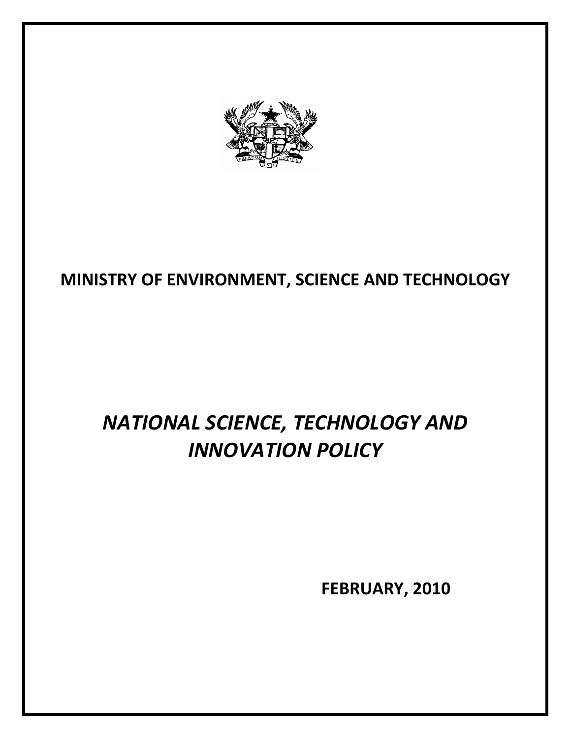**MINISTRY OF ENVIRONMENT, SCIENCE AND TECHNOLOGY**

# *NATIONAL SCIENCE, TECHNOLOGY AND INNOVATION POLICY*

**FEBRUARY, 2010**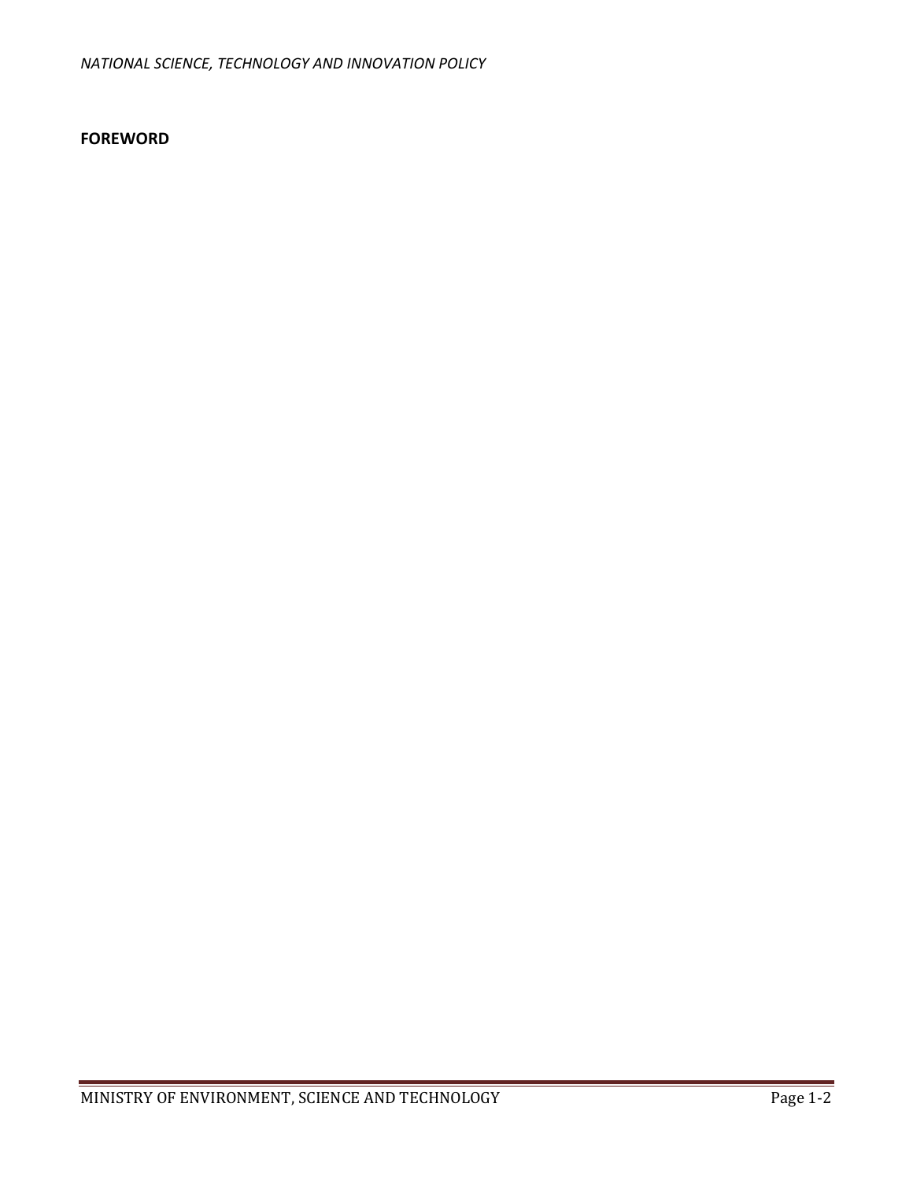**FOREWORD**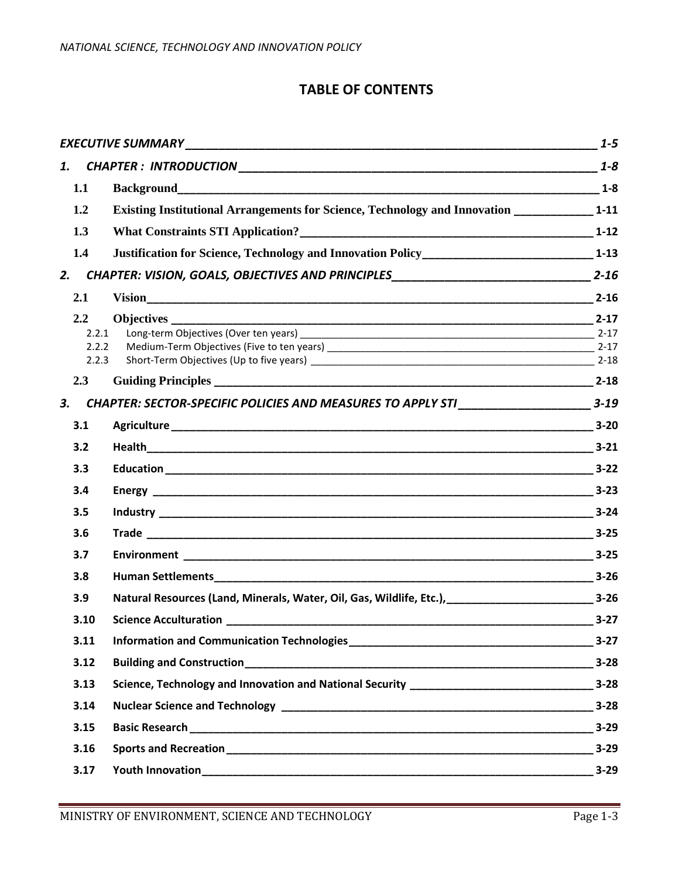# TABLE OF CONTENTS

| | | |
|---|---|---|
| *EXECUTIVE SUMMARY* | | *1-5* |
| *1.* | *CHAPTER : INTRODUCTION* | *1-8* |
| 1.1 | Background | 1-8 |
| 1.2 | Existing Institutional Arrangements for Science, Technology and Innovation | 1-11 |
| 1.3 | What Constraints STI Application? | 1-12 |
| 1.4 | Justification for Science, Technology and Innovation Policy | 1-13 |
| *2.* | *CHAPTER: VISION, GOALS, OBJECTIVES AND PRINCIPLES* | *2-16* |
| 2.1 | Vision | 2-16 |
| 2.2 | Objectives | 2-17 |
| 2.2.1 | Long-term Objectives (Over ten years) | 2-17 |
| 2.2.2 | Medium-Term Objectives (Five to ten years) | 2-17 |
| 2.2.3 | Short-Term Objectives (Up to five years) | 2-18 |
| 2.3 | Guiding Principles | 2-18 |
| *3.* | *CHAPTER: SECTOR-SPECIFIC POLICIES AND MEASURES TO APPLY STI* | *3-19* |
| 3.1 | Agriculture | 3-20 |
| 3.2 | Health | 3-21 |
| 3.3 | Education | 3-22 |
| 3.4 | Energy | 3-23 |
| 3.5 | Industry | 3-24 |
| 3.6 | Trade | 3-25 |
| 3.7 | Environment | 3-25 |
| 3.8 | Human Settlements | 3-26 |
| 3.9 | Natural Resources (Land, Minerals, Water, Oil, Gas, Wildlife, Etc.), | 3-26 |
| 3.10 | Science Acculturation | 3-27 |
| 3.11 | Information and Communication Technologies | 3-27 |
| 3.12 | Building and Construction | 3-28 |
| 3.13 | Science, Technology and Innovation and National Security | 3-28 |
| 3.14 | Nuclear Science and Technology | 3-28 |
| 3.15 | Basic Research | 3-29 |
| 3.16 | Sports and Recreation | 3-29 |
| 3.17 | Youth Innovation | 3-29 |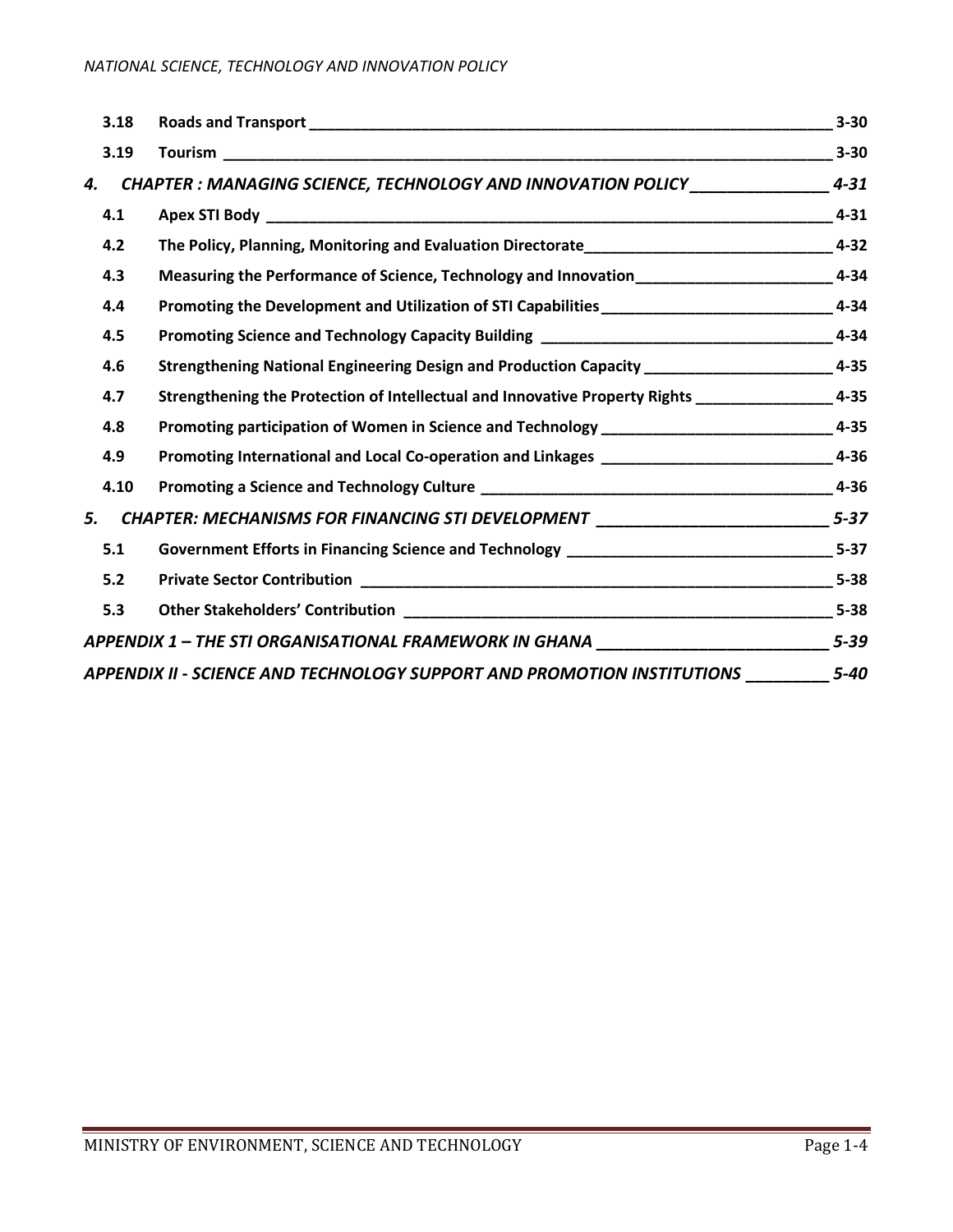| | | |
|---|---|---|
| 3.18 | **Roads and Transport** | 3-30 |
| 3.19 | **Tourism** | 3-30 |
| ***4.*** | ***CHAPTER : MANAGING SCIENCE, TECHNOLOGY AND INNOVATION POLICY*** | ***4-31*** |
| 4.1 | **Apex STI Body** | 4-31 |
| 4.2 | **The Policy, Planning, Monitoring and Evaluation Directorate** | 4-32 |
| 4.3 | **Measuring the Performance of Science, Technology and Innovation** | 4-34 |
| 4.4 | **Promoting the Development and Utilization of STI Capabilities** | 4-34 |
| 4.5 | **Promoting Science and Technology Capacity Building** | 4-34 |
| 4.6 | **Strengthening National Engineering Design and Production Capacity** | 4-35 |
| 4.7 | **Strengthening the Protection of Intellectual and Innovative Property Rights** | 4-35 |
| 4.8 | **Promoting participation of Women in Science and Technology** | 4-35 |
| 4.9 | **Promoting International and Local Co-operation and Linkages** | 4-36 |
| 4.10 | **Promoting a Science and Technology Culture** | 4-36 |
| ***5.*** | ***CHAPTER: MECHANISMS FOR FINANCING STI DEVELOPMENT*** | ***5-37*** |
| 5.1 | **Government Efforts in Financing Science and Technology** | 5-37 |
| 5.2 | **Private Sector Contribution** | 5-38 |
| 5.3 | **Other Stakeholders' Contribution** | 5-38 |
| | ***APPENDIX 1 – THE STI ORGANISATIONAL FRAMEWORK IN GHANA*** | ***5-39*** |
| | ***APPENDIX II - SCIENCE AND TECHNOLOGY SUPPORT AND PROMOTION INSTITUTIONS*** | ***5-40*** |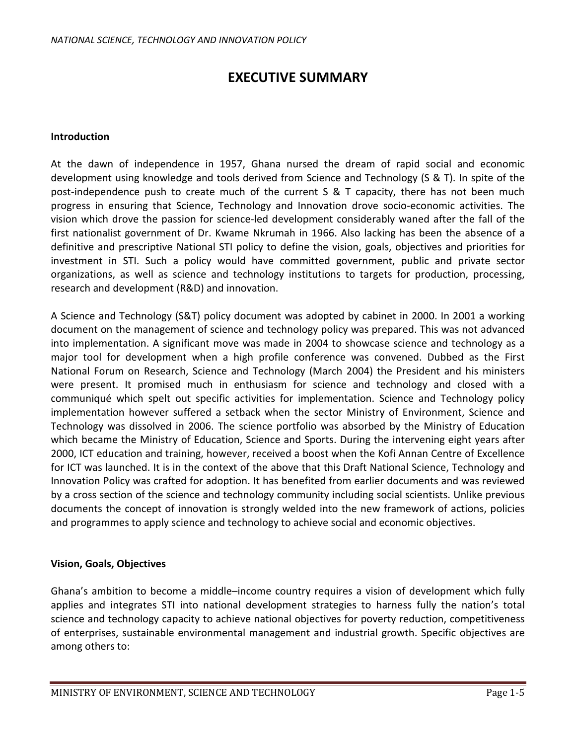# EXECUTIVE SUMMARY

**Introduction**

At the dawn of independence in 1957, Ghana nursed the dream of rapid social and economic development using knowledge and tools derived from Science and Technology (S & T). In spite of the post-independence push to create much of the current S & T capacity, there has not been much progress in ensuring that Science, Technology and Innovation drove socio-economic activities. The vision which drove the passion for science-led development considerably waned after the fall of the first nationalist government of Dr. Kwame Nkrumah in 1966. Also lacking has been the absence of a definitive and prescriptive National STI policy to define the vision, goals, objectives and priorities for investment in STI. Such a policy would have committed government, public and private sector organizations, as well as science and technology institutions to targets for production, processing, research and development (R&D) and innovation.

A Science and Technology (S&T) policy document was adopted by cabinet in 2000. In 2001 a working document on the management of science and technology policy was prepared. This was not advanced into implementation. A significant move was made in 2004 to showcase science and technology as a major tool for development when a high profile conference was convened. Dubbed as the First National Forum on Research, Science and Technology (March 2004) the President and his ministers were present. It promised much in enthusiasm for science and technology and closed with a communiqué which spelt out specific activities for implementation. Science and Technology policy implementation however suffered a setback when the sector Ministry of Environment, Science and Technology was dissolved in 2006. The science portfolio was absorbed by the Ministry of Education which became the Ministry of Education, Science and Sports. During the intervening eight years after 2000, ICT education and training, however, received a boost when the Kofi Annan Centre of Excellence for ICT was launched. It is in the context of the above that this Draft National Science, Technology and Innovation Policy was crafted for adoption. It has benefited from earlier documents and was reviewed by a cross section of the science and technology community including social scientists. Unlike previous documents the concept of innovation is strongly welded into the new framework of actions, policies and programmes to apply science and technology to achieve social and economic objectives.

**Vision, Goals, Objectives**

Ghana's ambition to become a middle–income country requires a vision of development which fully applies and integrates STI into national development strategies to harness fully the nation's total science and technology capacity to achieve national objectives for poverty reduction, competitiveness of enterprises, sustainable environmental management and industrial growth. Specific objectives are among others to: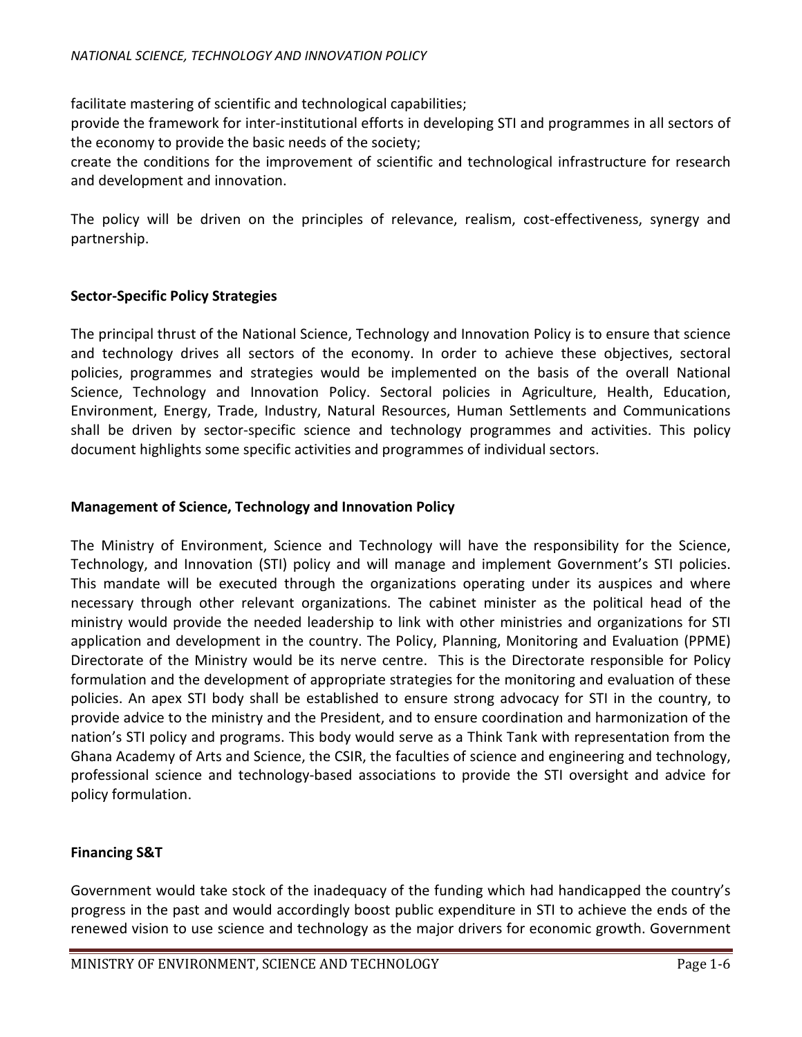facilitate mastering of scientific and technological capabilities;

provide the framework for inter-institutional efforts in developing STI and programmes in all sectors of the economy to provide the basic needs of the society;

create the conditions for the improvement of scientific and technological infrastructure for research and development and innovation.

The policy will be driven on the principles of relevance, realism, cost-effectiveness, synergy and partnership.

**Sector-Specific Policy Strategies**

The principal thrust of the National Science, Technology and Innovation Policy is to ensure that science and technology drives all sectors of the economy. In order to achieve these objectives, sectoral policies, programmes and strategies would be implemented on the basis of the overall National Science, Technology and Innovation Policy. Sectoral policies in Agriculture, Health, Education, Environment, Energy, Trade, Industry, Natural Resources, Human Settlements and Communications shall be driven by sector-specific science and technology programmes and activities. This policy document highlights some specific activities and programmes of individual sectors.

**Management of Science, Technology and Innovation Policy**

The Ministry of Environment, Science and Technology will have the responsibility for the Science, Technology, and Innovation (STI) policy and will manage and implement Government's STI policies. This mandate will be executed through the organizations operating under its auspices and where necessary through other relevant organizations. The cabinet minister as the political head of the ministry would provide the needed leadership to link with other ministries and organizations for STI application and development in the country. The Policy, Planning, Monitoring and Evaluation (PPME) Directorate of the Ministry would be its nerve centre. This is the Directorate responsible for Policy formulation and the development of appropriate strategies for the monitoring and evaluation of these policies. An apex STI body shall be established to ensure strong advocacy for STI in the country, to provide advice to the ministry and the President, and to ensure coordination and harmonization of the nation's STI policy and programs. This body would serve as a Think Tank with representation from the Ghana Academy of Arts and Science, the CSIR, the faculties of science and engineering and technology, professional science and technology-based associations to provide the STI oversight and advice for policy formulation.

**Financing S&T**

Government would take stock of the inadequacy of the funding which had handicapped the country's progress in the past and would accordingly boost public expenditure in STI to achieve the ends of the renewed vision to use science and technology as the major drivers for economic growth. Government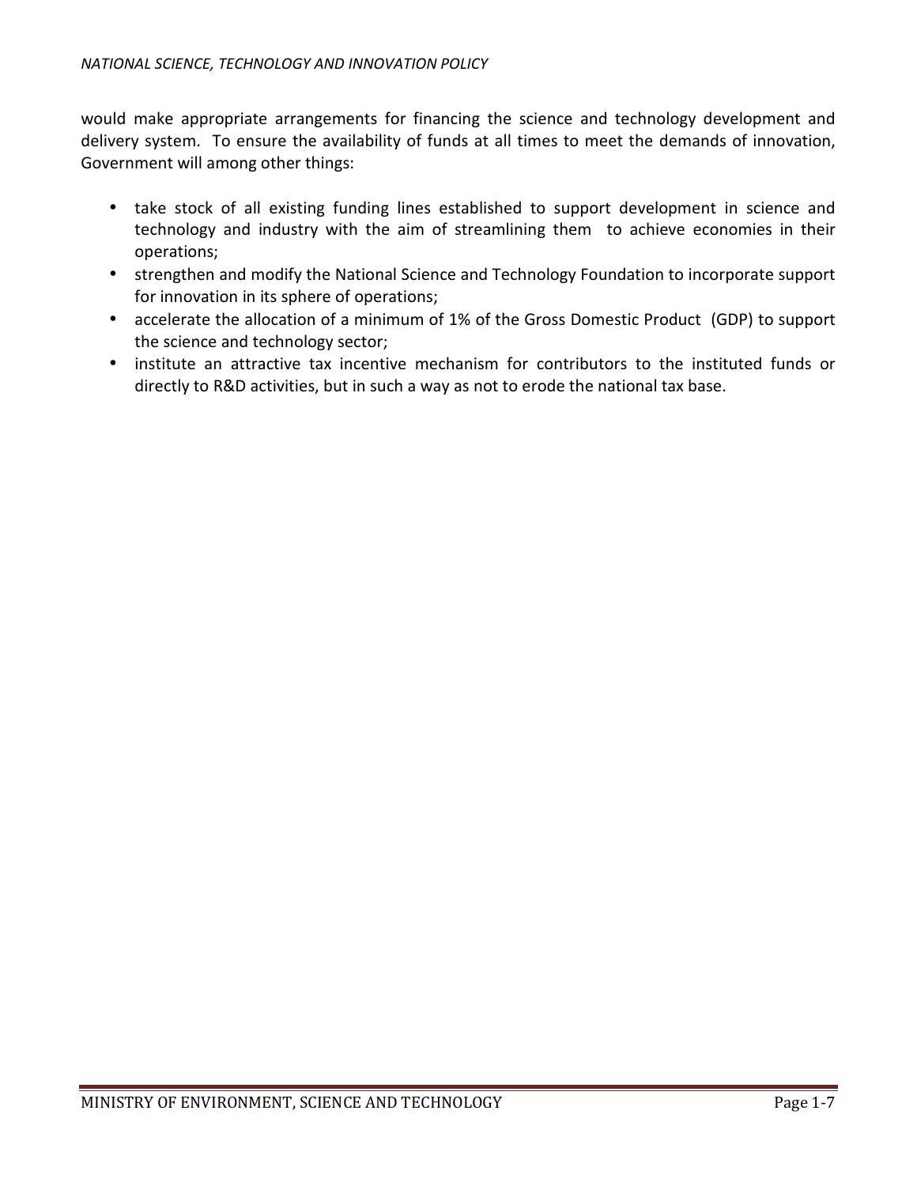would make appropriate arrangements for financing the science and technology development and delivery system. To ensure the availability of funds at all times to meet the demands of innovation, Government will among other things:

- take stock of all existing funding lines established to support development in science and technology and industry with the aim of streamlining them to achieve economies in their operations;
- strengthen and modify the National Science and Technology Foundation to incorporate support for innovation in its sphere of operations;
- accelerate the allocation of a minimum of 1% of the Gross Domestic Product (GDP) to support the science and technology sector;
- institute an attractive tax incentive mechanism for contributors to the instituted funds or directly to R&D activities, but in such a way as not to erode the national tax base.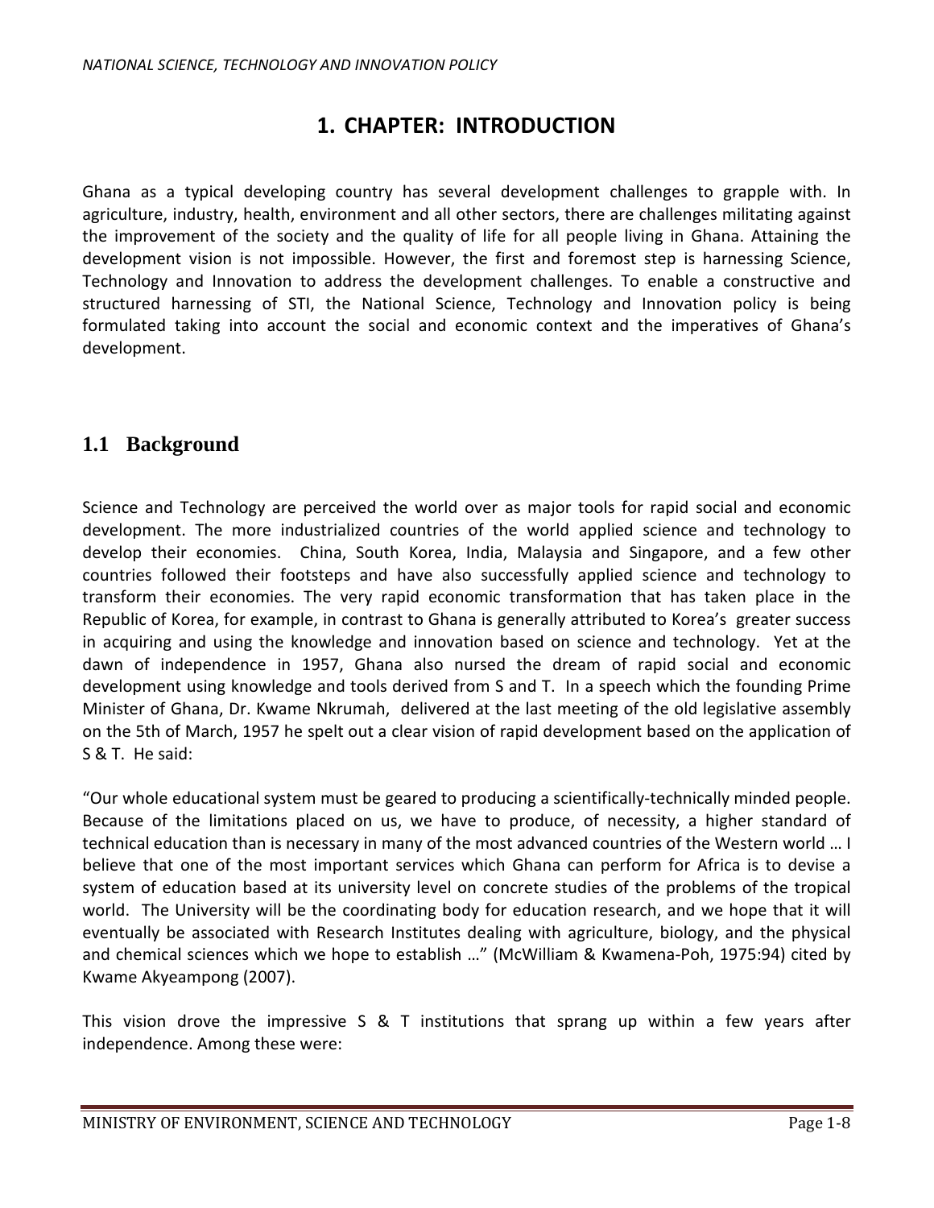# 1. CHAPTER: INTRODUCTION

Ghana as a typical developing country has several development challenges to grapple with. In agriculture, industry, health, environment and all other sectors, there are challenges militating against the improvement of the society and the quality of life for all people living in Ghana. Attaining the development vision is not impossible. However, the first and foremost step is harnessing Science, Technology and Innovation to address the development challenges. To enable a constructive and structured harnessing of STI, the National Science, Technology and Innovation policy is being formulated taking into account the social and economic context and the imperatives of Ghana's development.

## 1.1 Background

Science and Technology are perceived the world over as major tools for rapid social and economic development. The more industrialized countries of the world applied science and technology to develop their economies. China, South Korea, India, Malaysia and Singapore, and a few other countries followed their footsteps and have also successfully applied science and technology to transform their economies. The very rapid economic transformation that has taken place in the Republic of Korea, for example, in contrast to Ghana is generally attributed to Korea's greater success in acquiring and using the knowledge and innovation based on science and technology. Yet at the dawn of independence in 1957, Ghana also nursed the dream of rapid social and economic development using knowledge and tools derived from S and T. In a speech which the founding Prime Minister of Ghana, Dr. Kwame Nkrumah, delivered at the last meeting of the old legislative assembly on the 5th of March, 1957 he spelt out a clear vision of rapid development based on the application of S & T. He said:

"Our whole educational system must be geared to producing a scientifically-technically minded people. Because of the limitations placed on us, we have to produce, of necessity, a higher standard of technical education than is necessary in many of the most advanced countries of the Western world … I believe that one of the most important services which Ghana can perform for Africa is to devise a system of education based at its university level on concrete studies of the problems of the tropical world. The University will be the coordinating body for education research, and we hope that it will eventually be associated with Research Institutes dealing with agriculture, biology, and the physical and chemical sciences which we hope to establish …" (McWilliam & Kwamena-Poh, 1975:94) cited by Kwame Akyeampong (2007).

This vision drove the impressive S & T institutions that sprang up within a few years after independence. Among these were: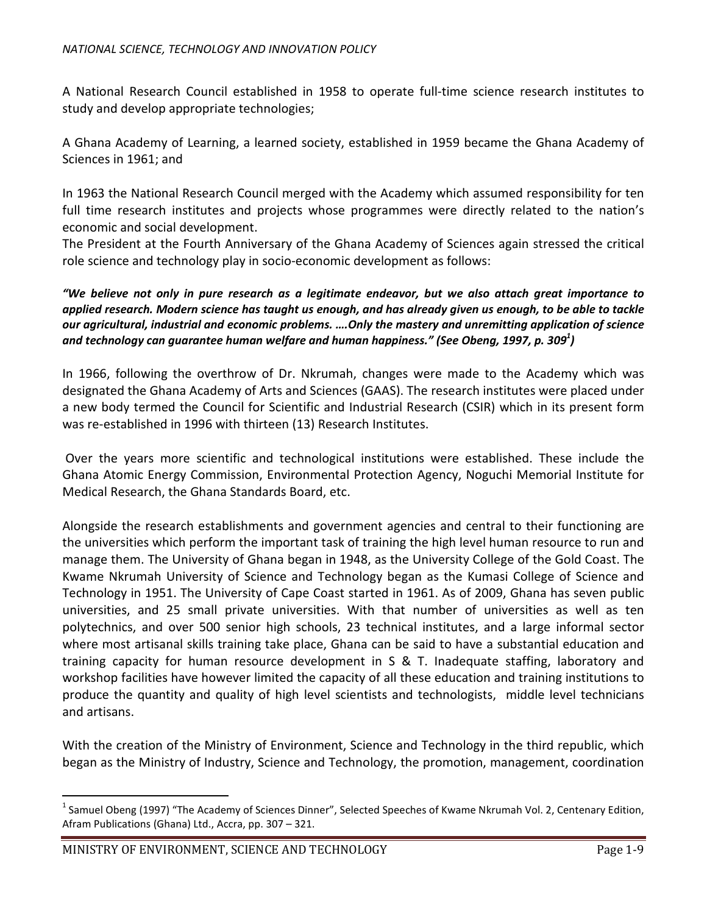A National Research Council established in 1958 to operate full-time science research institutes to study and develop appropriate technologies;

A Ghana Academy of Learning, a learned society, established in 1959 became the Ghana Academy of Sciences in 1961; and

In 1963 the National Research Council merged with the Academy which assumed responsibility for ten full time research institutes and projects whose programmes were directly related to the nation's economic and social development.
The President at the Fourth Anniversary of the Ghana Academy of Sciences again stressed the critical role science and technology play in socio-economic development as follows:

***"We believe not only in pure research as a legitimate endeavor, but we also attach great importance to applied research. Modern science has taught us enough, and has already given us enough, to be able to tackle our agricultural, industrial and economic problems. ….Only the mastery and unremitting application of science and technology can guarantee human welfare and human happiness." (See Obeng, 1997, p. 309[1])***

In 1966, following the overthrow of Dr. Nkrumah, changes were made to the Academy which was designated the Ghana Academy of Arts and Sciences (GAAS). The research institutes were placed under a new body termed the Council for Scientific and Industrial Research (CSIR) which in its present form was re-established in 1996 with thirteen (13) Research Institutes.

Over the years more scientific and technological institutions were established. These include the Ghana Atomic Energy Commission, Environmental Protection Agency, Noguchi Memorial Institute for Medical Research, the Ghana Standards Board, etc.

Alongside the research establishments and government agencies and central to their functioning are the universities which perform the important task of training the high level human resource to run and manage them. The University of Ghana began in 1948, as the University College of the Gold Coast. The Kwame Nkrumah University of Science and Technology began as the Kumasi College of Science and Technology in 1951. The University of Cape Coast started in 1961. As of 2009, Ghana has seven public universities, and 25 small private universities. With that number of universities as well as ten polytechnics, and over 500 senior high schools, 23 technical institutes, and a large informal sector where most artisanal skills training take place, Ghana can be said to have a substantial education and training capacity for human resource development in S & T. Inadequate staffing, laboratory and workshop facilities have however limited the capacity of all these education and training institutions to produce the quantity and quality of high level scientists and technologists, middle level technicians and artisans.

With the creation of the Ministry of Environment, Science and Technology in the third republic, which began as the Ministry of Industry, Science and Technology, the promotion, management, coordination

[1] Samuel Obeng (1997) "The Academy of Sciences Dinner", Selected Speeches of Kwame Nkrumah Vol. 2, Centenary Edition, Afram Publications (Ghana) Ltd., Accra, pp. 307 – 321.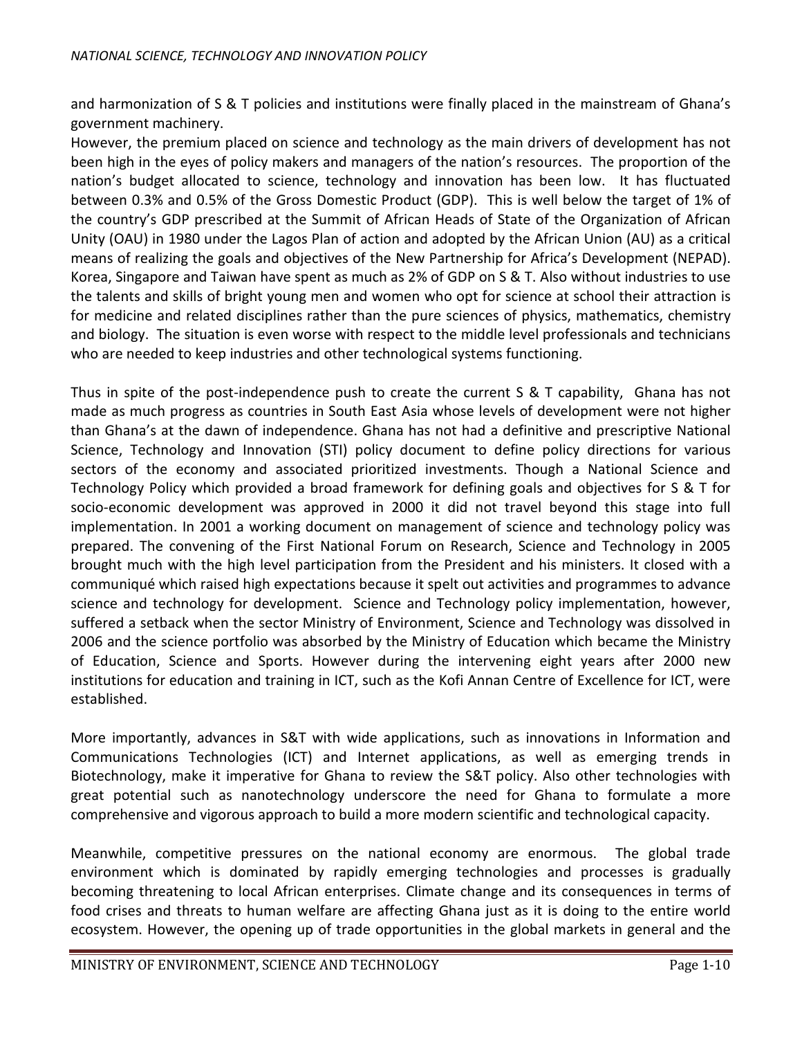and harmonization of S & T policies and institutions were finally placed in the mainstream of Ghana's government machinery.
However, the premium placed on science and technology as the main drivers of development has not been high in the eyes of policy makers and managers of the nation's resources. The proportion of the nation's budget allocated to science, technology and innovation has been low. It has fluctuated between 0.3% and 0.5% of the Gross Domestic Product (GDP). This is well below the target of 1% of the country's GDP prescribed at the Summit of African Heads of State of the Organization of African Unity (OAU) in 1980 under the Lagos Plan of action and adopted by the African Union (AU) as a critical means of realizing the goals and objectives of the New Partnership for Africa's Development (NEPAD). Korea, Singapore and Taiwan have spent as much as 2% of GDP on S & T. Also without industries to use the talents and skills of bright young men and women who opt for science at school their attraction is for medicine and related disciplines rather than the pure sciences of physics, mathematics, chemistry and biology. The situation is even worse with respect to the middle level professionals and technicians who are needed to keep industries and other technological systems functioning.

Thus in spite of the post-independence push to create the current S & T capability, Ghana has not made as much progress as countries in South East Asia whose levels of development were not higher than Ghana's at the dawn of independence. Ghana has not had a definitive and prescriptive National Science, Technology and Innovation (STI) policy document to define policy directions for various sectors of the economy and associated prioritized investments. Though a National Science and Technology Policy which provided a broad framework for defining goals and objectives for S & T for socio-economic development was approved in 2000 it did not travel beyond this stage into full implementation. In 2001 a working document on management of science and technology policy was prepared. The convening of the First National Forum on Research, Science and Technology in 2005 brought much with the high level participation from the President and his ministers. It closed with a communiqué which raised high expectations because it spelt out activities and programmes to advance science and technology for development. Science and Technology policy implementation, however, suffered a setback when the sector Ministry of Environment, Science and Technology was dissolved in 2006 and the science portfolio was absorbed by the Ministry of Education which became the Ministry of Education, Science and Sports. However during the intervening eight years after 2000 new institutions for education and training in ICT, such as the Kofi Annan Centre of Excellence for ICT, were established.

More importantly, advances in S&T with wide applications, such as innovations in Information and Communications Technologies (ICT) and Internet applications, as well as emerging trends in Biotechnology, make it imperative for Ghana to review the S&T policy. Also other technologies with great potential such as nanotechnology underscore the need for Ghana to formulate a more comprehensive and vigorous approach to build a more modern scientific and technological capacity.

Meanwhile, competitive pressures on the national economy are enormous. The global trade environment which is dominated by rapidly emerging technologies and processes is gradually becoming threatening to local African enterprises. Climate change and its consequences in terms of food crises and threats to human welfare are affecting Ghana just as it is doing to the entire world ecosystem. However, the opening up of trade opportunities in the global markets in general and the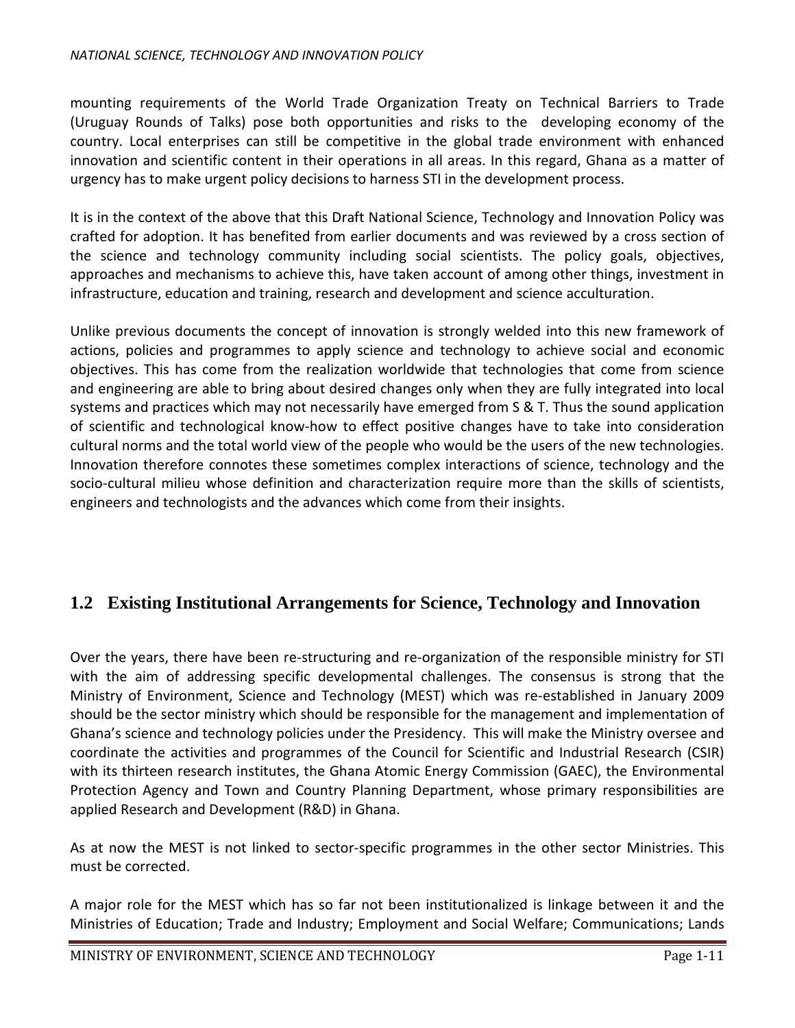mounting requirements of the World Trade Organization Treaty on Technical Barriers to Trade (Uruguay Rounds of Talks) pose both opportunities and risks to the developing economy of the country. Local enterprises can still be competitive in the global trade environment with enhanced innovation and scientific content in their operations in all areas. In this regard, Ghana as a matter of urgency has to make urgent policy decisions to harness STI in the development process.

It is in the context of the above that this Draft National Science, Technology and Innovation Policy was crafted for adoption. It has benefited from earlier documents and was reviewed by a cross section of the science and technology community including social scientists. The policy goals, objectives, approaches and mechanisms to achieve this, have taken account of among other things, investment in infrastructure, education and training, research and development and science acculturation.

Unlike previous documents the concept of innovation is strongly welded into this new framework of actions, policies and programmes to apply science and technology to achieve social and economic objectives. This has come from the realization worldwide that technologies that come from science and engineering are able to bring about desired changes only when they are fully integrated into local systems and practices which may not necessarily have emerged from S & T. Thus the sound application of scientific and technological know-how to effect positive changes have to take into consideration cultural norms and the total world view of the people who would be the users of the new technologies. Innovation therefore connotes these sometimes complex interactions of science, technology and the socio-cultural milieu whose definition and characterization require more than the skills of scientists, engineers and technologists and the advances which come from their insights.

## 1.2 Existing Institutional Arrangements for Science, Technology and Innovation

Over the years, there have been re-structuring and re-organization of the responsible ministry for STI with the aim of addressing specific developmental challenges. The consensus is strong that the Ministry of Environment, Science and Technology (MEST) which was re-established in January 2009 should be the sector ministry which should be responsible for the management and implementation of Ghana's science and technology policies under the Presidency. This will make the Ministry oversee and coordinate the activities and programmes of the Council for Scientific and Industrial Research (CSIR) with its thirteen research institutes, the Ghana Atomic Energy Commission (GAEC), the Environmental Protection Agency and Town and Country Planning Department, whose primary responsibilities are applied Research and Development (R&D) in Ghana.

As at now the MEST is not linked to sector-specific programmes in the other sector Ministries. This must be corrected.

A major role for the MEST which has so far not been institutionalized is linkage between it and the Ministries of Education; Trade and Industry; Employment and Social Welfare; Communications; Lands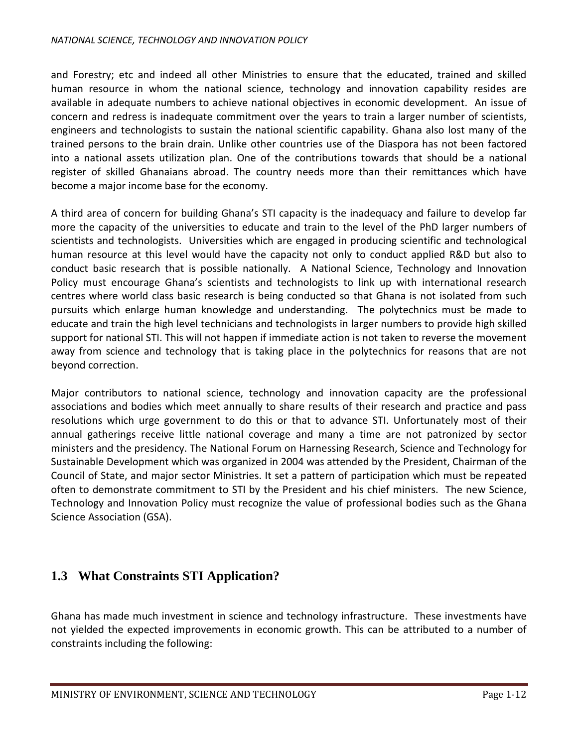and Forestry; etc and indeed all other Ministries to ensure that the educated, trained and skilled human resource in whom the national science, technology and innovation capability resides are available in adequate numbers to achieve national objectives in economic development. An issue of concern and redress is inadequate commitment over the years to train a larger number of scientists, engineers and technologists to sustain the national scientific capability. Ghana also lost many of the trained persons to the brain drain. Unlike other countries use of the Diaspora has not been factored into a national assets utilization plan. One of the contributions towards that should be a national register of skilled Ghanaians abroad. The country needs more than their remittances which have become a major income base for the economy.

A third area of concern for building Ghana's STI capacity is the inadequacy and failure to develop far more the capacity of the universities to educate and train to the level of the PhD larger numbers of scientists and technologists. Universities which are engaged in producing scientific and technological human resource at this level would have the capacity not only to conduct applied R&D but also to conduct basic research that is possible nationally. A National Science, Technology and Innovation Policy must encourage Ghana's scientists and technologists to link up with international research centres where world class basic research is being conducted so that Ghana is not isolated from such pursuits which enlarge human knowledge and understanding. The polytechnics must be made to educate and train the high level technicians and technologists in larger numbers to provide high skilled support for national STI. This will not happen if immediate action is not taken to reverse the movement away from science and technology that is taking place in the polytechnics for reasons that are not beyond correction.

Major contributors to national science, technology and innovation capacity are the professional associations and bodies which meet annually to share results of their research and practice and pass resolutions which urge government to do this or that to advance STI. Unfortunately most of their annual gatherings receive little national coverage and many a time are not patronized by sector ministers and the presidency. The National Forum on Harnessing Research, Science and Technology for Sustainable Development which was organized in 2004 was attended by the President, Chairman of the Council of State, and major sector Ministries. It set a pattern of participation which must be repeated often to demonstrate commitment to STI by the President and his chief ministers. The new Science, Technology and Innovation Policy must recognize the value of professional bodies such as the Ghana Science Association (GSA).

## 1.3 What Constraints STI Application?

Ghana has made much investment in science and technology infrastructure. These investments have not yielded the expected improvements in economic growth. This can be attributed to a number of constraints including the following: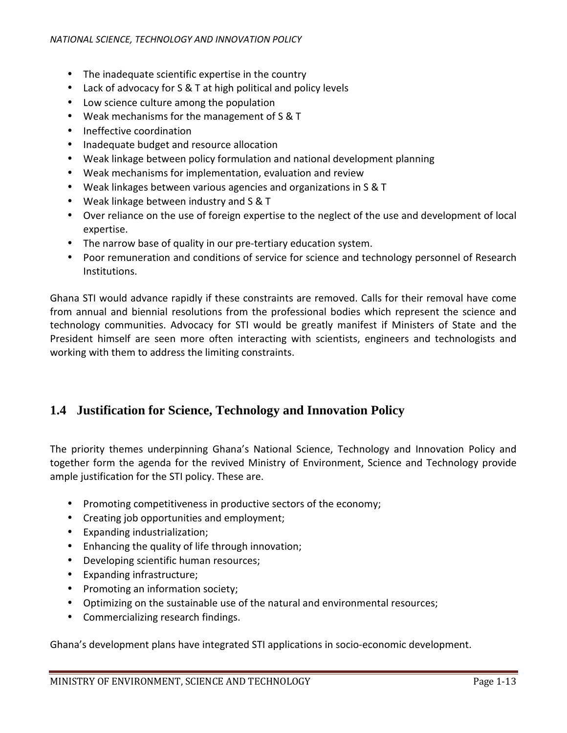- The inadequate scientific expertise in the country
- Lack of advocacy for S & T at high political and policy levels
- Low science culture among the population
- Weak mechanisms for the management of S & T
- Ineffective coordination
- Inadequate budget and resource allocation
- Weak linkage between policy formulation and national development planning
- Weak mechanisms for implementation, evaluation and review
- Weak linkages between various agencies and organizations in S & T
- Weak linkage between industry and S & T
- Over reliance on the use of foreign expertise to the neglect of the use and development of local expertise.
- The narrow base of quality in our pre-tertiary education system.
- Poor remuneration and conditions of service for science and technology personnel of Research Institutions.

Ghana STI would advance rapidly if these constraints are removed. Calls for their removal have come from annual and biennial resolutions from the professional bodies which represent the science and technology communities. Advocacy for STI would be greatly manifest if Ministers of State and the President himself are seen more often interacting with scientists, engineers and technologists and working with them to address the limiting constraints.

## 1.4 Justification for Science, Technology and Innovation Policy

The priority themes underpinning Ghana's National Science, Technology and Innovation Policy and together form the agenda for the revived Ministry of Environment, Science and Technology provide ample justification for the STI policy. These are.

- Promoting competitiveness in productive sectors of the economy;
- Creating job opportunities and employment;
- Expanding industrialization;
- Enhancing the quality of life through innovation;
- Developing scientific human resources;
- Expanding infrastructure;
- Promoting an information society;
- Optimizing on the sustainable use of the natural and environmental resources;
- Commercializing research findings.

Ghana's development plans have integrated STI applications in socio-economic development.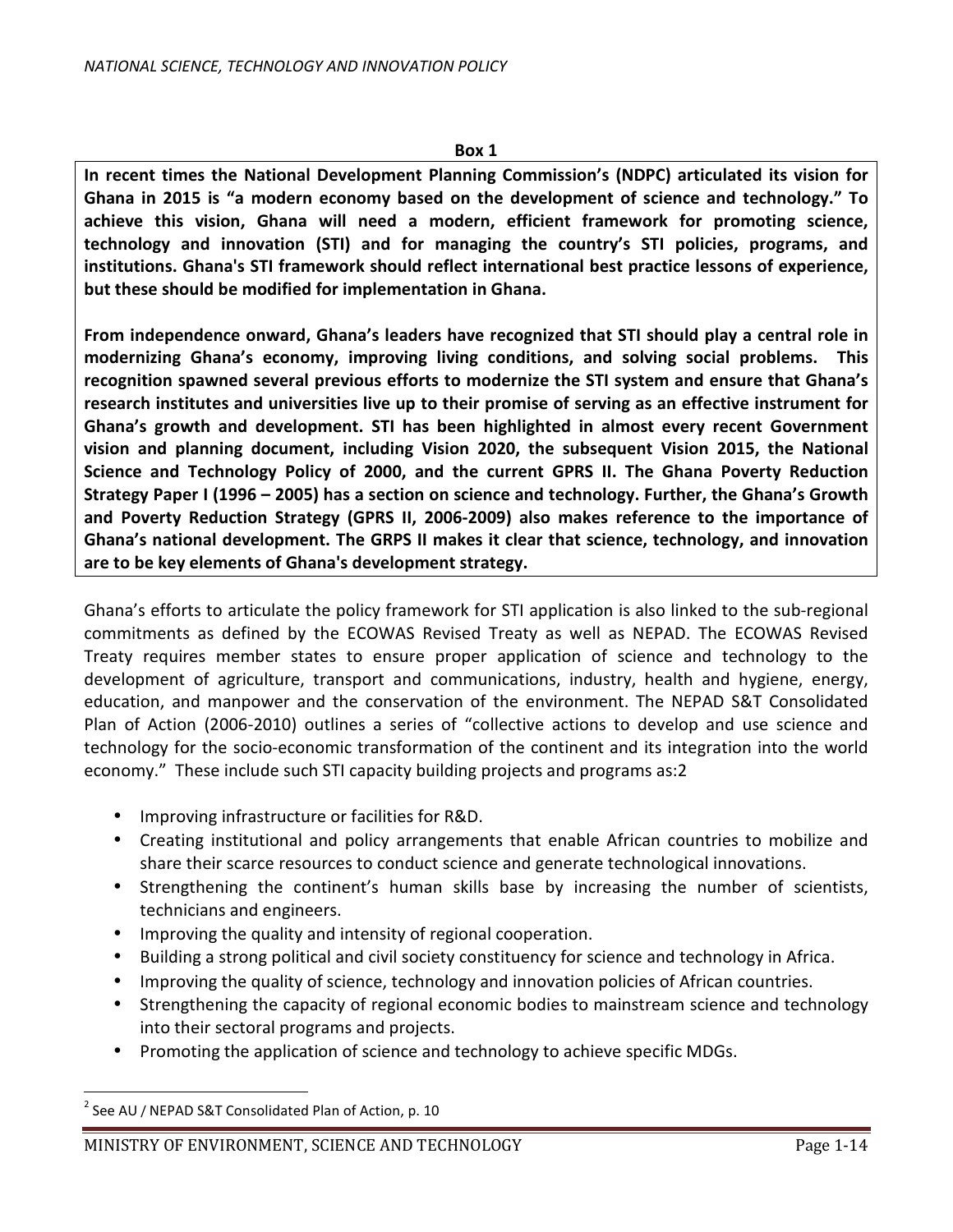**Box 1**

**In recent times the National Development Planning Commission's (NDPC) articulated its vision for Ghana in 2015 is "a modern economy based on the development of science and technology." To achieve this vision, Ghana will need a modern, efficient framework for promoting science, technology and innovation (STI) and for managing the country's STI policies, programs, and institutions. Ghana's STI framework should reflect international best practice lessons of experience, but these should be modified for implementation in Ghana.**

**From independence onward, Ghana's leaders have recognized that STI should play a central role in modernizing Ghana's economy, improving living conditions, and solving social problems. This recognition spawned several previous efforts to modernize the STI system and ensure that Ghana's research institutes and universities live up to their promise of serving as an effective instrument for Ghana's growth and development. STI has been highlighted in almost every recent Government vision and planning document, including Vision 2020, the subsequent Vision 2015, the National Science and Technology Policy of 2000, and the current GPRS II. The Ghana Poverty Reduction Strategy Paper I (1996 – 2005) has a section on science and technology. Further, the Ghana's Growth and Poverty Reduction Strategy (GPRS II, 2006-2009) also makes reference to the importance of Ghana's national development. The GRPS II makes it clear that science, technology, and innovation are to be key elements of Ghana's development strategy.**

Ghana's efforts to articulate the policy framework for STI application is also linked to the sub-regional commitments as defined by the ECOWAS Revised Treaty as well as NEPAD. The ECOWAS Revised Treaty requires member states to ensure proper application of science and technology to the development of agriculture, transport and communications, industry, health and hygiene, energy, education, and manpower and the conservation of the environment. The NEPAD S&T Consolidated Plan of Action (2006-2010) outlines a series of "collective actions to develop and use science and technology for the socio-economic transformation of the continent and its integration into the world economy." These include such STI capacity building projects and programs as:[2]

- Improving infrastructure or facilities for R&D.
- Creating institutional and policy arrangements that enable African countries to mobilize and share their scarce resources to conduct science and generate technological innovations.
- Strengthening the continent's human skills base by increasing the number of scientists, technicians and engineers.
- Improving the quality and intensity of regional cooperation.
- Building a strong political and civil society constituency for science and technology in Africa.
- Improving the quality of science, technology and innovation policies of African countries.
- Strengthening the capacity of regional economic bodies to mainstream science and technology into their sectoral programs and projects.
- Promoting the application of science and technology to achieve specific MDGs.

[2] See AU / NEPAD S&T Consolidated Plan of Action, p. 10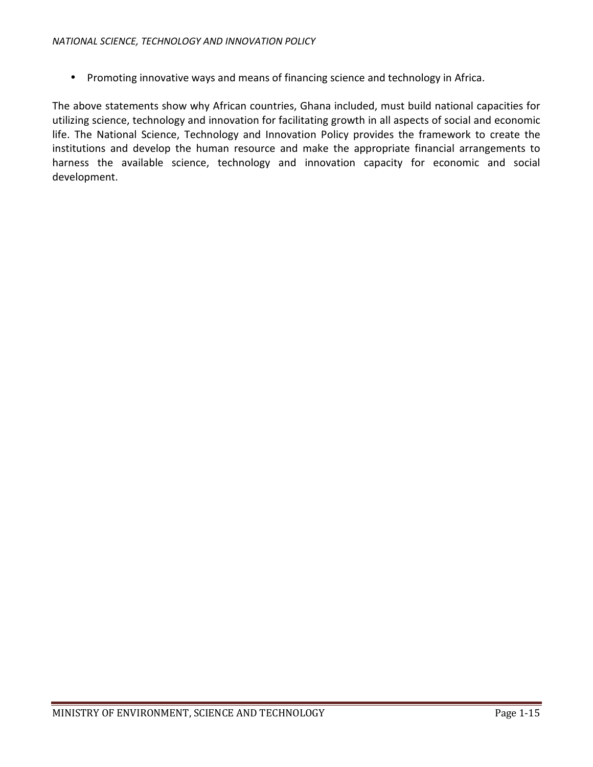- Promoting innovative ways and means of financing science and technology in Africa.

The above statements show why African countries, Ghana included, must build national capacities for utilizing science, technology and innovation for facilitating growth in all aspects of social and economic life. The National Science, Technology and Innovation Policy provides the framework to create the institutions and develop the human resource and make the appropriate financial arrangements to harness the available science, technology and innovation capacity for economic and social development.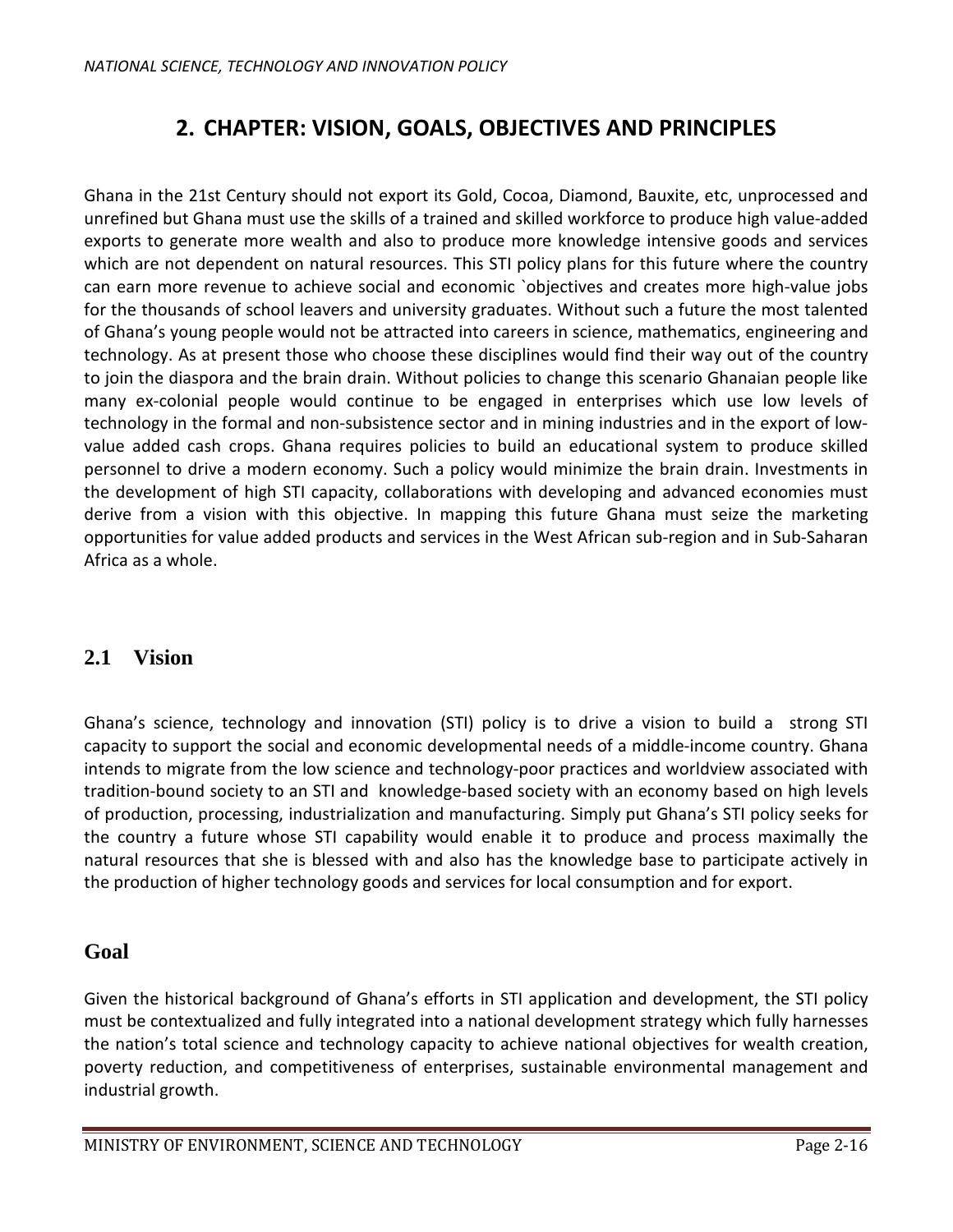# 2. CHAPTER: VISION, GOALS, OBJECTIVES AND PRINCIPLES

Ghana in the 21st Century should not export its Gold, Cocoa, Diamond, Bauxite, etc, unprocessed and unrefined but Ghana must use the skills of a trained and skilled workforce to produce high value-added exports to generate more wealth and also to produce more knowledge intensive goods and services which are not dependent on natural resources. This STI policy plans for this future where the country can earn more revenue to achieve social and economic `objectives and creates more high-value jobs for the thousands of school leavers and university graduates. Without such a future the most talented of Ghana's young people would not be attracted into careers in science, mathematics, engineering and technology. As at present those who choose these disciplines would find their way out of the country to join the diaspora and the brain drain. Without policies to change this scenario Ghanaian people like many ex-colonial people would continue to be engaged in enterprises which use low levels of technology in the formal and non-subsistence sector and in mining industries and in the export of low-value added cash crops. Ghana requires policies to build an educational system to produce skilled personnel to drive a modern economy. Such a policy would minimize the brain drain. Investments in the development of high STI capacity, collaborations with developing and advanced economies must derive from a vision with this objective. In mapping this future Ghana must seize the marketing opportunities for value added products and services in the West African sub-region and in Sub-Saharan Africa as a whole.

## 2.1 Vision

Ghana's science, technology and innovation (STI) policy is to drive a vision to build a strong STI capacity to support the social and economic developmental needs of a middle-income country. Ghana intends to migrate from the low science and technology-poor practices and worldview associated with tradition-bound society to an STI and knowledge-based society with an economy based on high levels of production, processing, industrialization and manufacturing. Simply put Ghana's STI policy seeks for the country a future whose STI capability would enable it to produce and process maximally the natural resources that she is blessed with and also has the knowledge base to participate actively in the production of higher technology goods and services for local consumption and for export.

## Goal

Given the historical background of Ghana's efforts in STI application and development, the STI policy must be contextualized and fully integrated into a national development strategy which fully harnesses the nation's total science and technology capacity to achieve national objectives for wealth creation, poverty reduction, and competitiveness of enterprises, sustainable environmental management and industrial growth.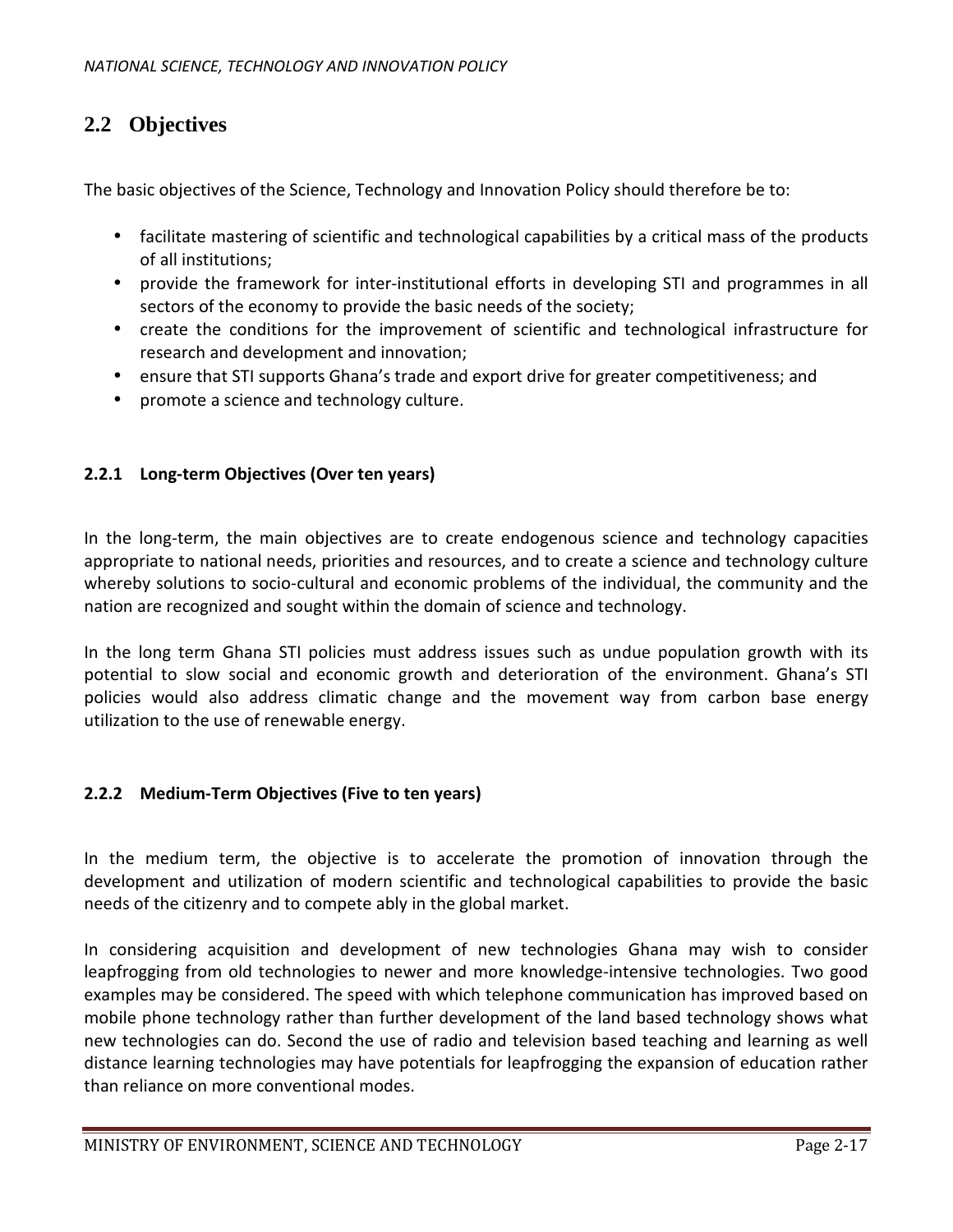## 2.2 Objectives

The basic objectives of the Science, Technology and Innovation Policy should therefore be to:

- facilitate mastering of scientific and technological capabilities by a critical mass of the products of all institutions;
- provide the framework for inter-institutional efforts in developing STI and programmes in all sectors of the economy to provide the basic needs of the society;
- create the conditions for the improvement of scientific and technological infrastructure for research and development and innovation;
- ensure that STI supports Ghana's trade and export drive for greater competitiveness; and
- promote a science and technology culture.

### 2.2.1 Long-term Objectives (Over ten years)

In the long-term, the main objectives are to create endogenous science and technology capacities appropriate to national needs, priorities and resources, and to create a science and technology culture whereby solutions to socio-cultural and economic problems of the individual, the community and the nation are recognized and sought within the domain of science and technology.

In the long term Ghana STI policies must address issues such as undue population growth with its potential to slow social and economic growth and deterioration of the environment. Ghana's STI policies would also address climatic change and the movement way from carbon base energy utilization to the use of renewable energy.

### 2.2.2 Medium-Term Objectives (Five to ten years)

In the medium term, the objective is to accelerate the promotion of innovation through the development and utilization of modern scientific and technological capabilities to provide the basic needs of the citizenry and to compete ably in the global market.

In considering acquisition and development of new technologies Ghana may wish to consider leapfrogging from old technologies to newer and more knowledge-intensive technologies. Two good examples may be considered. The speed with which telephone communication has improved based on mobile phone technology rather than further development of the land based technology shows what new technologies can do. Second the use of radio and television based teaching and learning as well distance learning technologies may have potentials for leapfrogging the expansion of education rather than reliance on more conventional modes.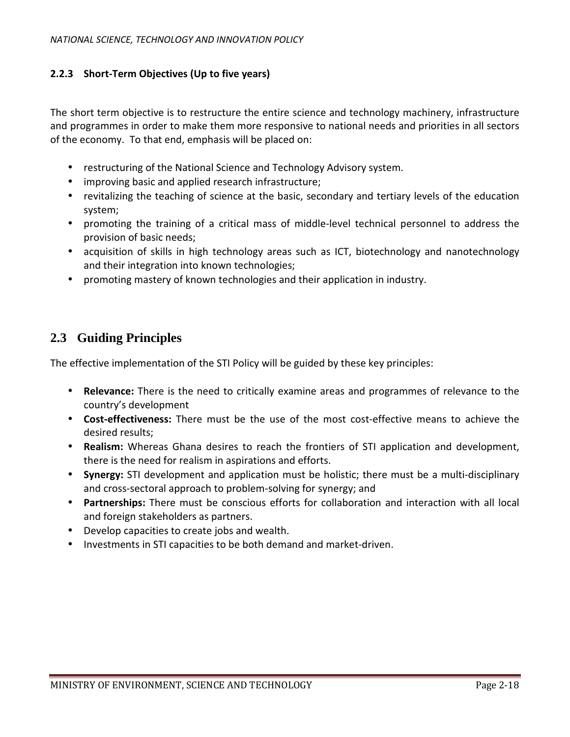### 2.2.3 Short-Term Objectives (Up to five years)

The short term objective is to restructure the entire science and technology machinery, infrastructure and programmes in order to make them more responsive to national needs and priorities in all sectors of the economy. To that end, emphasis will be placed on:

- restructuring of the National Science and Technology Advisory system.
- improving basic and applied research infrastructure;
- revitalizing the teaching of science at the basic, secondary and tertiary levels of the education system;
- promoting the training of a critical mass of middle-level technical personnel to address the provision of basic needs;
- acquisition of skills in high technology areas such as ICT, biotechnology and nanotechnology and their integration into known technologies;
- promoting mastery of known technologies and their application in industry.

## 2.3 Guiding Principles

The effective implementation of the STI Policy will be guided by these key principles:

- **Relevance:** There is the need to critically examine areas and programmes of relevance to the country's development
- **Cost-effectiveness:** There must be the use of the most cost-effective means to achieve the desired results;
- **Realism:** Whereas Ghana desires to reach the frontiers of STI application and development, there is the need for realism in aspirations and efforts.
- **Synergy:** STI development and application must be holistic; there must be a multi-disciplinary and cross-sectoral approach to problem-solving for synergy; and
- **Partnerships:** There must be conscious efforts for collaboration and interaction with all local and foreign stakeholders as partners.
- Develop capacities to create jobs and wealth.
- Investments in STI capacities to be both demand and market-driven.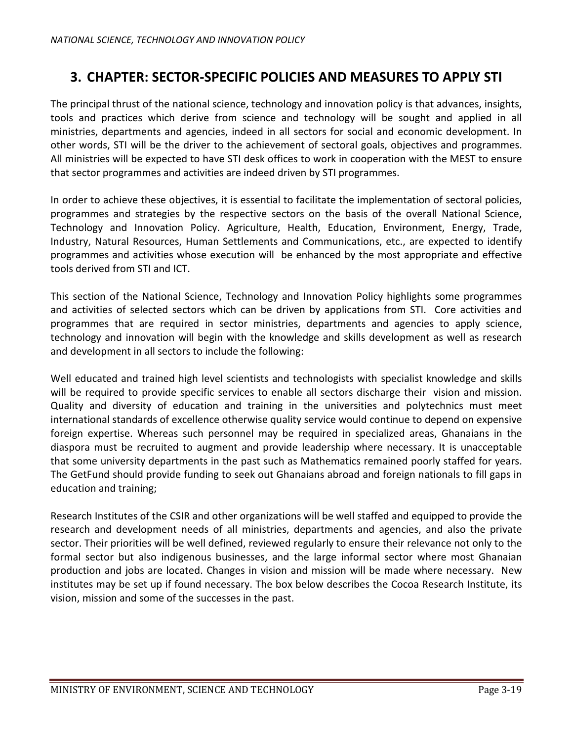# 3. CHAPTER: SECTOR-SPECIFIC POLICIES AND MEASURES TO APPLY STI

The principal thrust of the national science, technology and innovation policy is that advances, insights, tools and practices which derive from science and technology will be sought and applied in all ministries, departments and agencies, indeed in all sectors for social and economic development. In other words, STI will be the driver to the achievement of sectoral goals, objectives and programmes. All ministries will be expected to have STI desk offices to work in cooperation with the MEST to ensure that sector programmes and activities are indeed driven by STI programmes.

In order to achieve these objectives, it is essential to facilitate the implementation of sectoral policies, programmes and strategies by the respective sectors on the basis of the overall National Science, Technology and Innovation Policy. Agriculture, Health, Education, Environment, Energy, Trade, Industry, Natural Resources, Human Settlements and Communications, etc., are expected to identify programmes and activities whose execution will be enhanced by the most appropriate and effective tools derived from STI and ICT.

This section of the National Science, Technology and Innovation Policy highlights some programmes and activities of selected sectors which can be driven by applications from STI. Core activities and programmes that are required in sector ministries, departments and agencies to apply science, technology and innovation will begin with the knowledge and skills development as well as research and development in all sectors to include the following:

Well educated and trained high level scientists and technologists with specialist knowledge and skills will be required to provide specific services to enable all sectors discharge their vision and mission. Quality and diversity of education and training in the universities and polytechnics must meet international standards of excellence otherwise quality service would continue to depend on expensive foreign expertise. Whereas such personnel may be required in specialized areas, Ghanaians in the diaspora must be recruited to augment and provide leadership where necessary. It is unacceptable that some university departments in the past such as Mathematics remained poorly staffed for years. The GetFund should provide funding to seek out Ghanaians abroad and foreign nationals to fill gaps in education and training;

Research Institutes of the CSIR and other organizations will be well staffed and equipped to provide the research and development needs of all ministries, departments and agencies, and also the private sector. Their priorities will be well defined, reviewed regularly to ensure their relevance not only to the formal sector but also indigenous businesses, and the large informal sector where most Ghanaian production and jobs are located. Changes in vision and mission will be made where necessary. New institutes may be set up if found necessary. The box below describes the Cocoa Research Institute, its vision, mission and some of the successes in the past.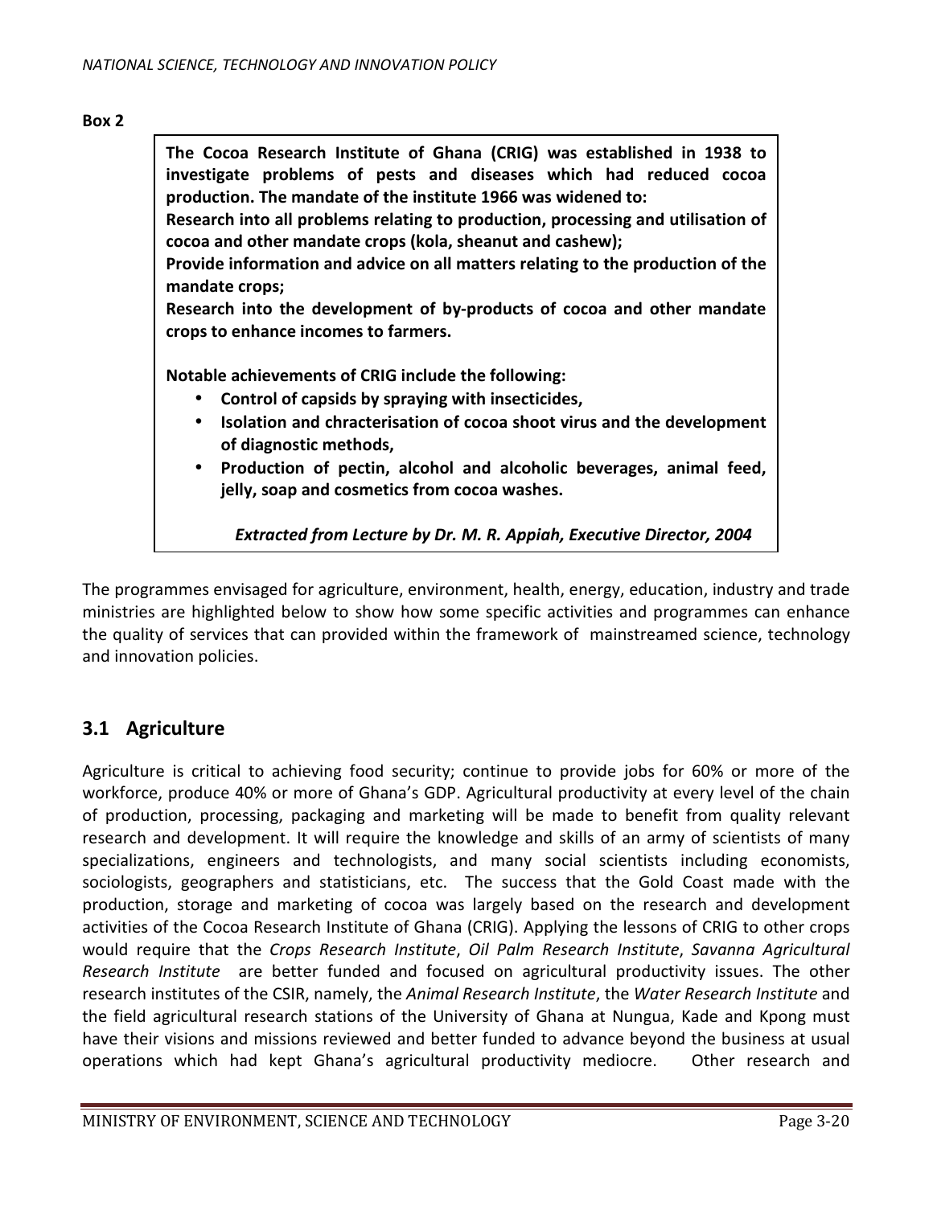**Box 2**

> **The Cocoa Research Institute of Ghana (CRIG) was established in 1938 to investigate problems of pests and diseases which had reduced cocoa production. The mandate of the institute 1966 was widened to:**
>
> **Research into all problems relating to production, processing and utilisation of cocoa and other mandate crops (kola, sheanut and cashew);**
>
> **Provide information and advice on all matters relating to the production of the mandate crops;**
>
> **Research into the development of by-products of cocoa and other mandate crops to enhance incomes to farmers.**
>
> **Notable achievements of CRIG include the following:**
>
> - **Control of capsids by spraying with insecticides,**
> - **Isolation and chracterisation of cocoa shoot virus and the development of diagnostic methods,**
> - **Production of pectin, alcohol and alcoholic beverages, animal feed, jelly, soap and cosmetics from cocoa washes.**
>
> ***Extracted from Lecture by Dr. M. R. Appiah, Executive Director, 2004***

The programmes envisaged for agriculture, environment, health, energy, education, industry and trade ministries are highlighted below to show how some specific activities and programmes can enhance the quality of services that can provided within the framework of mainstreamed science, technology and innovation policies.

## 3.1 Agriculture

Agriculture is critical to achieving food security; continue to provide jobs for 60% or more of the workforce, produce 40% or more of Ghana's GDP. Agricultural productivity at every level of the chain of production, processing, packaging and marketing will be made to benefit from quality relevant research and development. It will require the knowledge and skills of an army of scientists of many specializations, engineers and technologists, and many social scientists including economists, sociologists, geographers and statisticians, etc. The success that the Gold Coast made with the production, storage and marketing of cocoa was largely based on the research and development activities of the Cocoa Research Institute of Ghana (CRIG). Applying the lessons of CRIG to other crops would require that the *Crops Research Institute*, *Oil Palm Research Institute*, *Savanna Agricultural Research Institute* are better funded and focused on agricultural productivity issues. The other research institutes of the CSIR, namely, the *Animal Research Institute*, the *Water Research Institute* and the field agricultural research stations of the University of Ghana at Nungua, Kade and Kpong must have their visions and missions reviewed and better funded to advance beyond the business at usual operations which had kept Ghana's agricultural productivity mediocre. Other research and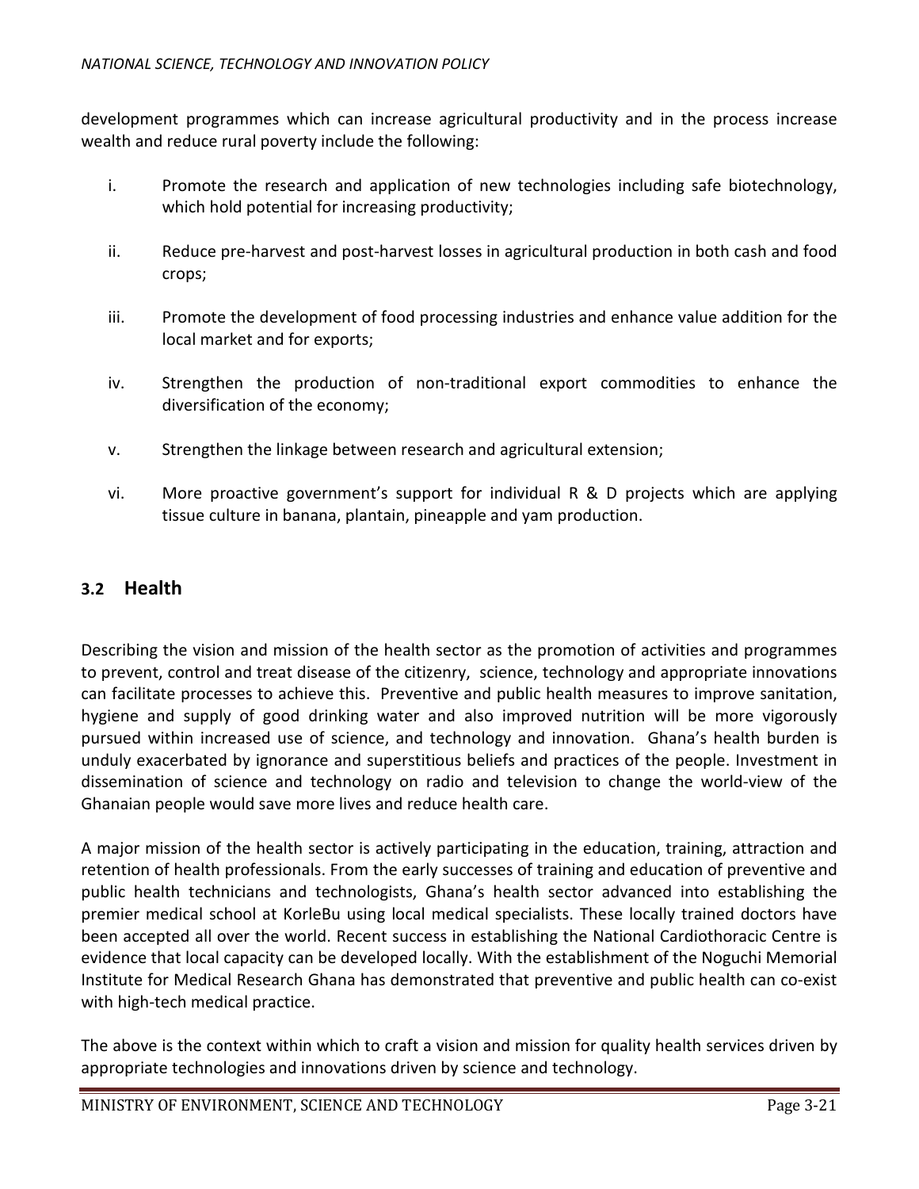development programmes which can increase agricultural productivity and in the process increase wealth and reduce rural poverty include the following:

i. Promote the research and application of new technologies including safe biotechnology, which hold potential for increasing productivity;

ii. Reduce pre-harvest and post-harvest losses in agricultural production in both cash and food crops;

iii. Promote the development of food processing industries and enhance value addition for the local market and for exports;

iv. Strengthen the production of non-traditional export commodities to enhance the diversification of the economy;

v. Strengthen the linkage between research and agricultural extension;

vi. More proactive government's support for individual R & D projects which are applying tissue culture in banana, plantain, pineapple and yam production.

## 3.2 Health

Describing the vision and mission of the health sector as the promotion of activities and programmes to prevent, control and treat disease of the citizenry, science, technology and appropriate innovations can facilitate processes to achieve this. Preventive and public health measures to improve sanitation, hygiene and supply of good drinking water and also improved nutrition will be more vigorously pursued within increased use of science, and technology and innovation. Ghana's health burden is unduly exacerbated by ignorance and superstitious beliefs and practices of the people. Investment in dissemination of science and technology on radio and television to change the world-view of the Ghanaian people would save more lives and reduce health care.

A major mission of the health sector is actively participating in the education, training, attraction and retention of health professionals. From the early successes of training and education of preventive and public health technicians and technologists, Ghana's health sector advanced into establishing the premier medical school at KorleBu using local medical specialists. These locally trained doctors have been accepted all over the world. Recent success in establishing the National Cardiothoracic Centre is evidence that local capacity can be developed locally. With the establishment of the Noguchi Memorial Institute for Medical Research Ghana has demonstrated that preventive and public health can co-exist with high-tech medical practice.

The above is the context within which to craft a vision and mission for quality health services driven by appropriate technologies and innovations driven by science and technology.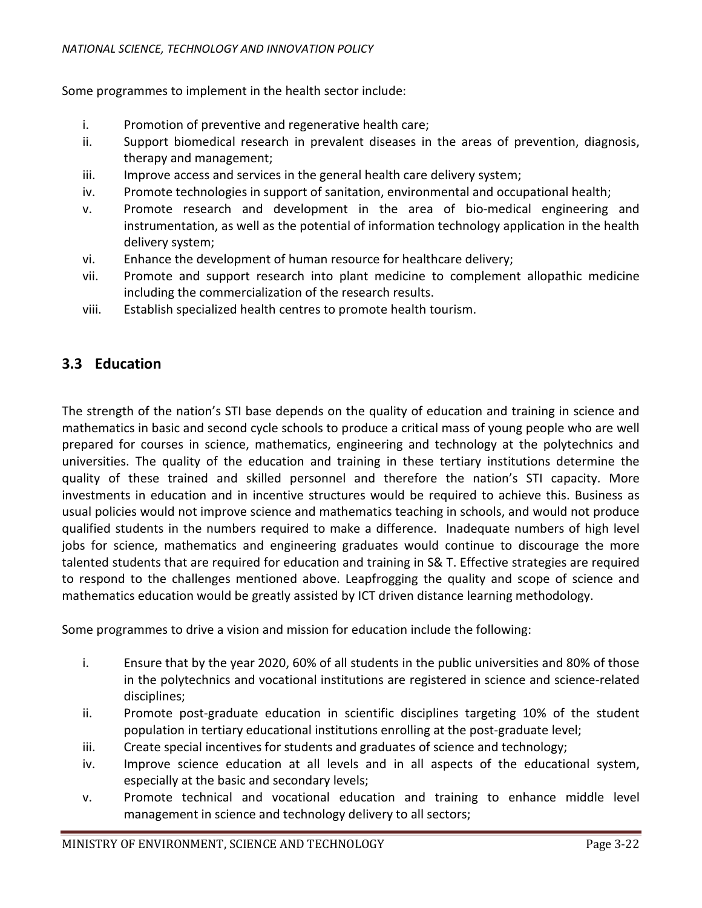Some programmes to implement in the health sector include:

i. Promotion of preventive and regenerative health care;
ii. Support biomedical research in prevalent diseases in the areas of prevention, diagnosis, therapy and management;
iii. Improve access and services in the general health care delivery system;
iv. Promote technologies in support of sanitation, environmental and occupational health;
v. Promote research and development in the area of bio-medical engineering and instrumentation, as well as the potential of information technology application in the health delivery system;
vi. Enhance the development of human resource for healthcare delivery;
vii. Promote and support research into plant medicine to complement allopathic medicine including the commercialization of the research results.
viii. Establish specialized health centres to promote health tourism.

## 3.3 Education

The strength of the nation's STI base depends on the quality of education and training in science and mathematics in basic and second cycle schools to produce a critical mass of young people who are well prepared for courses in science, mathematics, engineering and technology at the polytechnics and universities. The quality of the education and training in these tertiary institutions determine the quality of these trained and skilled personnel and therefore the nation's STI capacity. More investments in education and in incentive structures would be required to achieve this. Business as usual policies would not improve science and mathematics teaching in schools, and would not produce qualified students in the numbers required to make a difference. Inadequate numbers of high level jobs for science, mathematics and engineering graduates would continue to discourage the more talented students that are required for education and training in S& T. Effective strategies are required to respond to the challenges mentioned above. Leapfrogging the quality and scope of science and mathematics education would be greatly assisted by ICT driven distance learning methodology.

Some programmes to drive a vision and mission for education include the following:

i. Ensure that by the year 2020, 60% of all students in the public universities and 80% of those in the polytechnics and vocational institutions are registered in science and science-related disciplines;
ii. Promote post-graduate education in scientific disciplines targeting 10% of the student population in tertiary educational institutions enrolling at the post-graduate level;
iii. Create special incentives for students and graduates of science and technology;
iv. Improve science education at all levels and in all aspects of the educational system, especially at the basic and secondary levels;
v. Promote technical and vocational education and training to enhance middle level management in science and technology delivery to all sectors;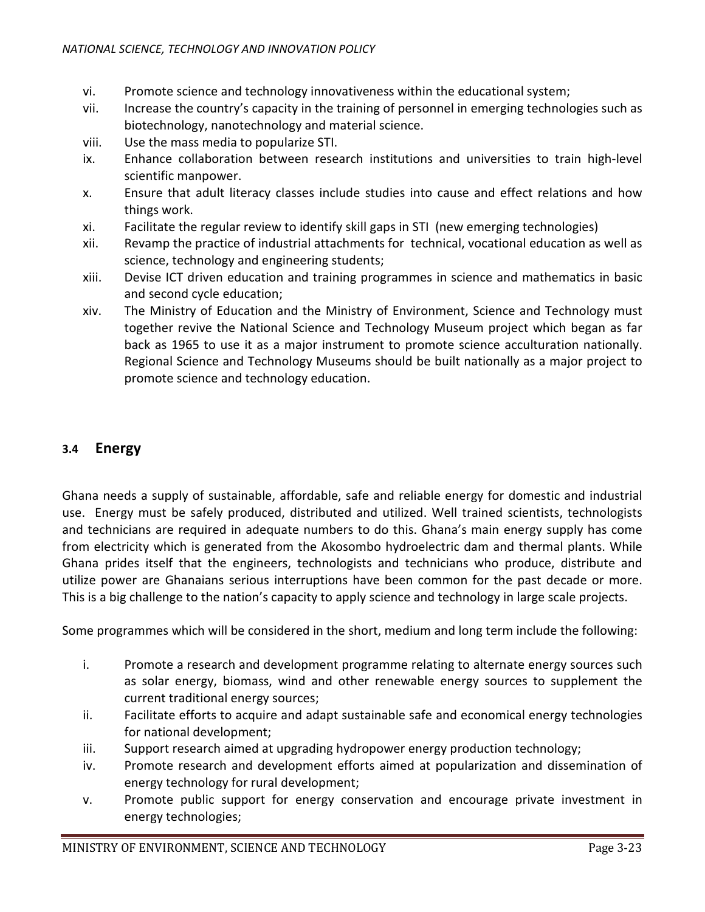vi. Promote science and technology innovativeness within the educational system;
vii. Increase the country's capacity in the training of personnel in emerging technologies such as biotechnology, nanotechnology and material science.
viii. Use the mass media to popularize STI.
ix. Enhance collaboration between research institutions and universities to train high-level scientific manpower.
x. Ensure that adult literacy classes include studies into cause and effect relations and how things work.
xi. Facilitate the regular review to identify skill gaps in STI (new emerging technologies)
xii. Revamp the practice of industrial attachments for technical, vocational education as well as science, technology and engineering students;
xiii. Devise ICT driven education and training programmes in science and mathematics in basic and second cycle education;
xiv. The Ministry of Education and the Ministry of Environment, Science and Technology must together revive the National Science and Technology Museum project which began as far back as 1965 to use it as a major instrument to promote science acculturation nationally. Regional Science and Technology Museums should be built nationally as a major project to promote science and technology education.

## 3.4 Energy

Ghana needs a supply of sustainable, affordable, safe and reliable energy for domestic and industrial use. Energy must be safely produced, distributed and utilized. Well trained scientists, technologists and technicians are required in adequate numbers to do this. Ghana's main energy supply has come from electricity which is generated from the Akosombo hydroelectric dam and thermal plants. While Ghana prides itself that the engineers, technologists and technicians who produce, distribute and utilize power are Ghanaians serious interruptions have been common for the past decade or more. This is a big challenge to the nation's capacity to apply science and technology in large scale projects.

Some programmes which will be considered in the short, medium and long term include the following:

i. Promote a research and development programme relating to alternate energy sources such as solar energy, biomass, wind and other renewable energy sources to supplement the current traditional energy sources;
ii. Facilitate efforts to acquire and adapt sustainable safe and economical energy technologies for national development;
iii. Support research aimed at upgrading hydropower energy production technology;
iv. Promote research and development efforts aimed at popularization and dissemination of energy technology for rural development;
v. Promote public support for energy conservation and encourage private investment in energy technologies;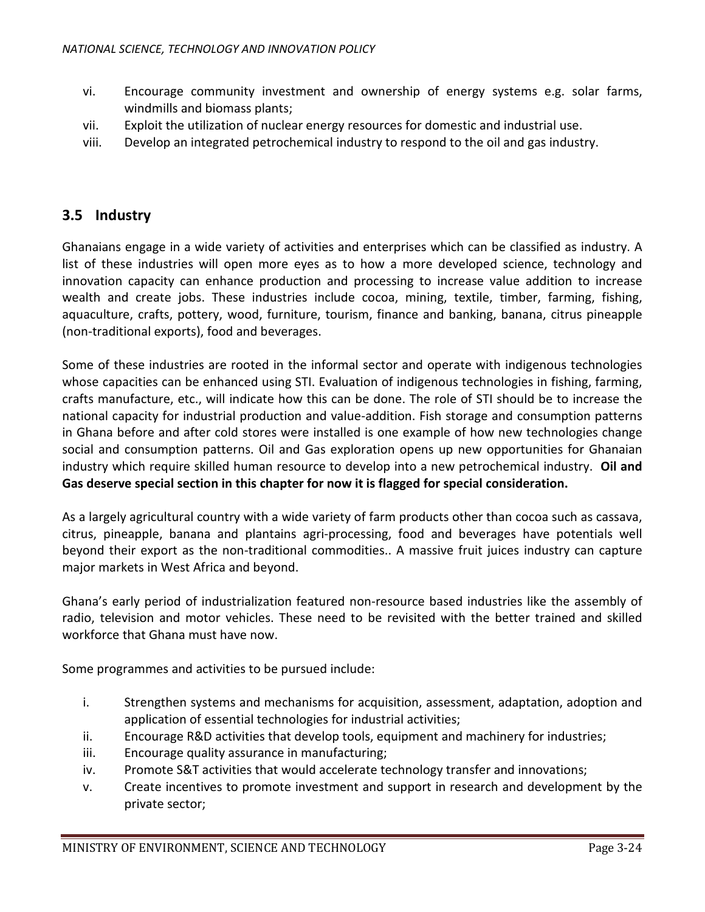vi. Encourage community investment and ownership of energy systems e.g. solar farms, windmills and biomass plants;
vii. Exploit the utilization of nuclear energy resources for domestic and industrial use.
viii. Develop an integrated petrochemical industry to respond to the oil and gas industry.

## 3.5 Industry

Ghanaians engage in a wide variety of activities and enterprises which can be classified as industry. A list of these industries will open more eyes as to how a more developed science, technology and innovation capacity can enhance production and processing to increase value addition to increase wealth and create jobs. These industries include cocoa, mining, textile, timber, farming, fishing, aquaculture, crafts, pottery, wood, furniture, tourism, finance and banking, banana, citrus pineapple (non-traditional exports), food and beverages.

Some of these industries are rooted in the informal sector and operate with indigenous technologies whose capacities can be enhanced using STI. Evaluation of indigenous technologies in fishing, farming, crafts manufacture, etc., will indicate how this can be done. The role of STI should be to increase the national capacity for industrial production and value-addition. Fish storage and consumption patterns in Ghana before and after cold stores were installed is one example of how new technologies change social and consumption patterns. Oil and Gas exploration opens up new opportunities for Ghanaian industry which require skilled human resource to develop into a new petrochemical industry. **Oil and Gas deserve special section in this chapter for now it is flagged for special consideration.**

As a largely agricultural country with a wide variety of farm products other than cocoa such as cassava, citrus, pineapple, banana and plantains agri-processing, food and beverages have potentials well beyond their export as the non-traditional commodities.. A massive fruit juices industry can capture major markets in West Africa and beyond.

Ghana's early period of industrialization featured non-resource based industries like the assembly of radio, television and motor vehicles. These need to be revisited with the better trained and skilled workforce that Ghana must have now.

Some programmes and activities to be pursued include:

i. Strengthen systems and mechanisms for acquisition, assessment, adaptation, adoption and application of essential technologies for industrial activities;
ii. Encourage R&D activities that develop tools, equipment and machinery for industries;
iii. Encourage quality assurance in manufacturing;
iv. Promote S&T activities that would accelerate technology transfer and innovations;
v. Create incentives to promote investment and support in research and development by the private sector;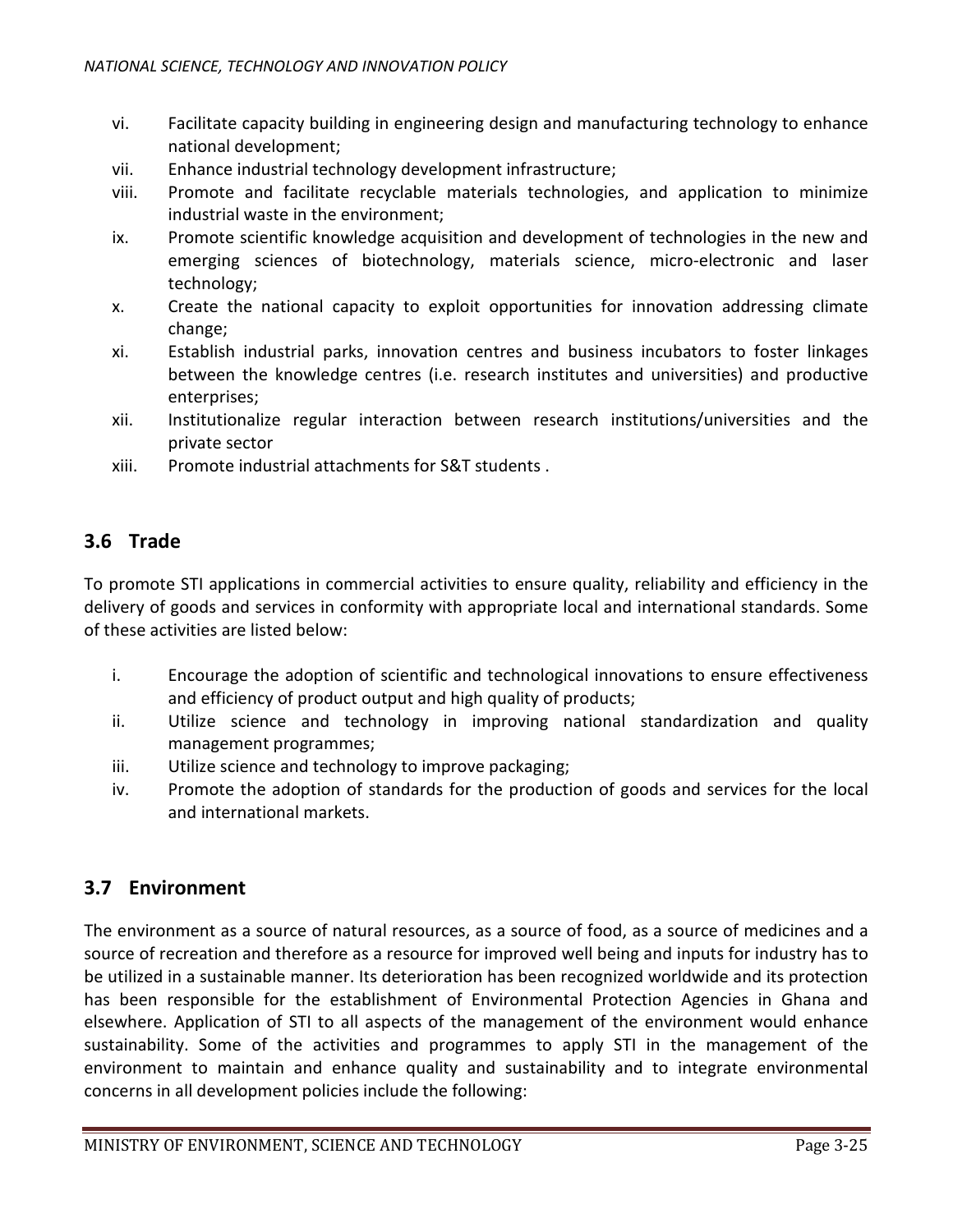vi. Facilitate capacity building in engineering design and manufacturing technology to enhance national development;
vii. Enhance industrial technology development infrastructure;
viii. Promote and facilitate recyclable materials technologies, and application to minimize industrial waste in the environment;
ix. Promote scientific knowledge acquisition and development of technologies in the new and emerging sciences of biotechnology, materials science, micro-electronic and laser technology;
x. Create the national capacity to exploit opportunities for innovation addressing climate change;
xi. Establish industrial parks, innovation centres and business incubators to foster linkages between the knowledge centres (i.e. research institutes and universities) and productive enterprises;
xii. Institutionalize regular interaction between research institutions/universities and the private sector
xiii. Promote industrial attachments for S&T students .

## 3.6 Trade

To promote STI applications in commercial activities to ensure quality, reliability and efficiency in the delivery of goods and services in conformity with appropriate local and international standards. Some of these activities are listed below:

i. Encourage the adoption of scientific and technological innovations to ensure effectiveness and efficiency of product output and high quality of products;
ii. Utilize science and technology in improving national standardization and quality management programmes;
iii. Utilize science and technology to improve packaging;
iv. Promote the adoption of standards for the production of goods and services for the local and international markets.

## 3.7 Environment

The environment as a source of natural resources, as a source of food, as a source of medicines and a source of recreation and therefore as a resource for improved well being and inputs for industry has to be utilized in a sustainable manner. Its deterioration has been recognized worldwide and its protection has been responsible for the establishment of Environmental Protection Agencies in Ghana and elsewhere. Application of STI to all aspects of the management of the environment would enhance sustainability. Some of the activities and programmes to apply STI in the management of the environment to maintain and enhance quality and sustainability and to integrate environmental concerns in all development policies include the following: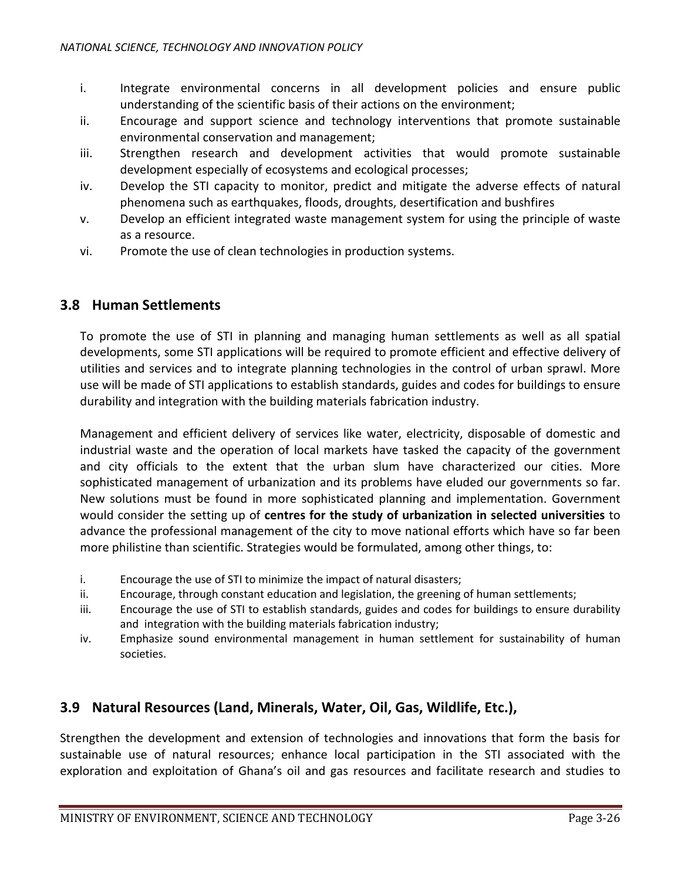i. Integrate environmental concerns in all development policies and ensure public understanding of the scientific basis of their actions on the environment;
ii. Encourage and support science and technology interventions that promote sustainable environmental conservation and management;
iii. Strengthen research and development activities that would promote sustainable development especially of ecosystems and ecological processes;
iv. Develop the STI capacity to monitor, predict and mitigate the adverse effects of natural phenomena such as earthquakes, floods, droughts, desertification and bushfires
v. Develop an efficient integrated waste management system for using the principle of waste as a resource.
vi. Promote the use of clean technologies in production systems.

## 3.8 Human Settlements

To promote the use of STI in planning and managing human settlements as well as all spatial developments, some STI applications will be required to promote efficient and effective delivery of utilities and services and to integrate planning technologies in the control of urban sprawl. More use will be made of STI applications to establish standards, guides and codes for buildings to ensure durability and integration with the building materials fabrication industry.

Management and efficient delivery of services like water, electricity, disposable of domestic and industrial waste and the operation of local markets have tasked the capacity of the government and city officials to the extent that the urban slum have characterized our cities. More sophisticated management of urbanization and its problems have eluded our governments so far. New solutions must be found in more sophisticated planning and implementation. Government would consider the setting up of **centres for the study of urbanization in selected universities** to advance the professional management of the city to move national efforts which have so far been more philistine than scientific. Strategies would be formulated, among other things, to:

i. Encourage the use of STI to minimize the impact of natural disasters;
ii. Encourage, through constant education and legislation, the greening of human settlements;
iii. Encourage the use of STI to establish standards, guides and codes for buildings to ensure durability and integration with the building materials fabrication industry;
iv. Emphasize sound environmental management in human settlement for sustainability of human societies.

## 3.9 Natural Resources (Land, Minerals, Water, Oil, Gas, Wildlife, Etc.),

Strengthen the development and extension of technologies and innovations that form the basis for sustainable use of natural resources; enhance local participation in the STI associated with the exploration and exploitation of Ghana's oil and gas resources and facilitate research and studies to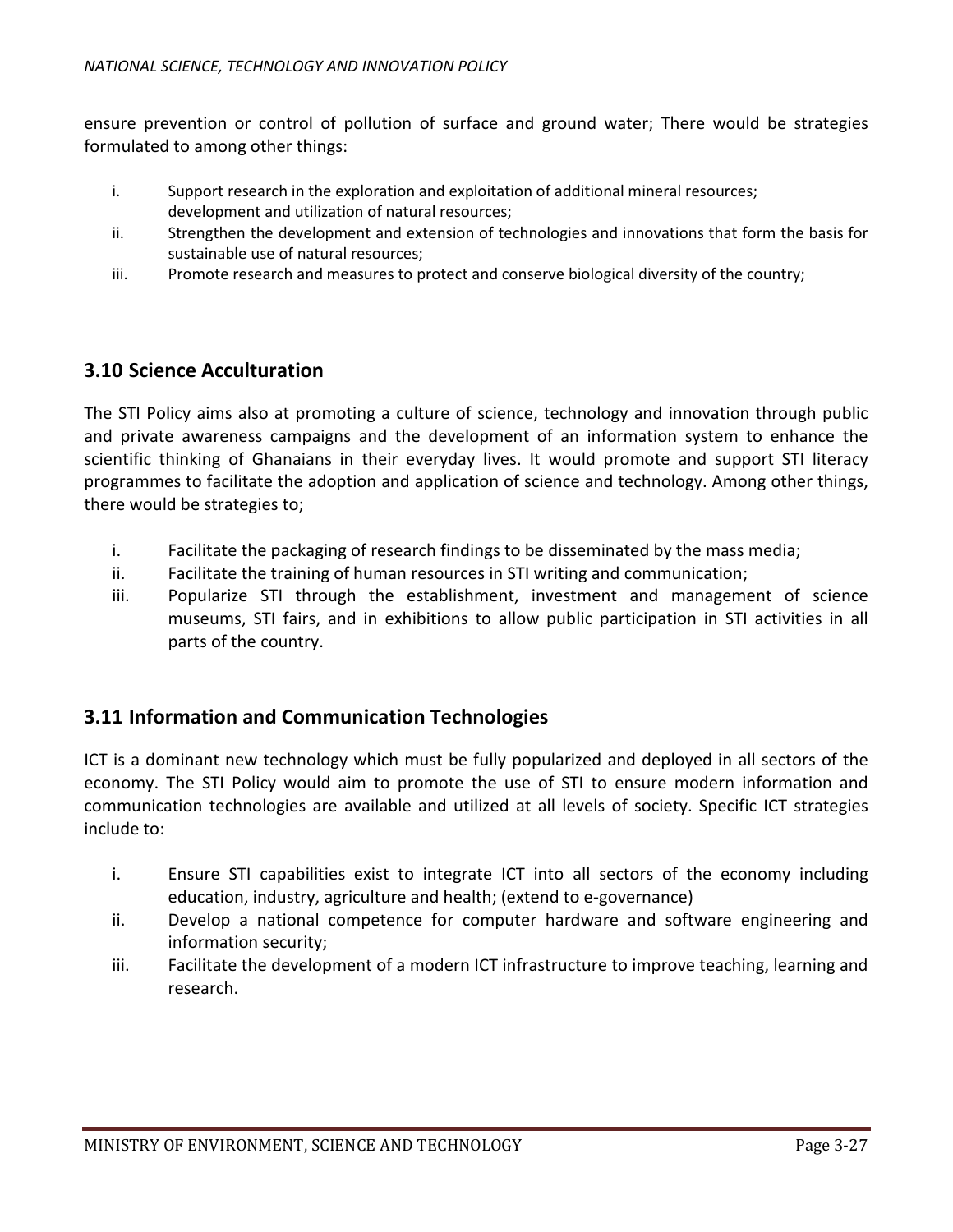ensure prevention or control of pollution of surface and ground water; There would be strategies formulated to among other things:

i. Support research in the exploration and exploitation of additional mineral resources; development and utilization of natural resources;
ii. Strengthen the development and extension of technologies and innovations that form the basis for sustainable use of natural resources;
iii. Promote research and measures to protect and conserve biological diversity of the country;

## 3.10 Science Acculturation

The STI Policy aims also at promoting a culture of science, technology and innovation through public and private awareness campaigns and the development of an information system to enhance the scientific thinking of Ghanaians in their everyday lives. It would promote and support STI literacy programmes to facilitate the adoption and application of science and technology. Among other things, there would be strategies to;

i. Facilitate the packaging of research findings to be disseminated by the mass media;
ii. Facilitate the training of human resources in STI writing and communication;
iii. Popularize STI through the establishment, investment and management of science museums, STI fairs, and in exhibitions to allow public participation in STI activities in all parts of the country.

## 3.11 Information and Communication Technologies

ICT is a dominant new technology which must be fully popularized and deployed in all sectors of the economy. The STI Policy would aim to promote the use of STI to ensure modern information and communication technologies are available and utilized at all levels of society. Specific ICT strategies include to:

i. Ensure STI capabilities exist to integrate ICT into all sectors of the economy including education, industry, agriculture and health; (extend to e-governance)
ii. Develop a national competence for computer hardware and software engineering and information security;
iii. Facilitate the development of a modern ICT infrastructure to improve teaching, learning and research.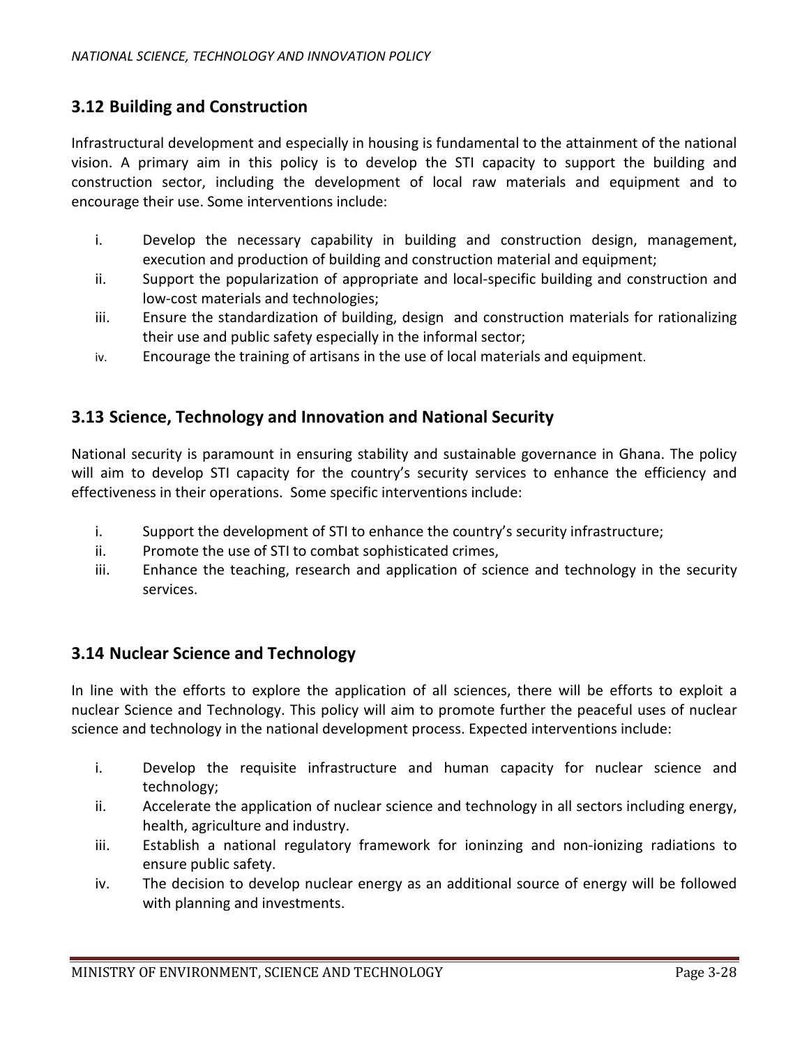## 3.12 Building and Construction

Infrastructural development and especially in housing is fundamental to the attainment of the national vision. A primary aim in this policy is to develop the STI capacity to support the building and construction sector, including the development of local raw materials and equipment and to encourage their use. Some interventions include:

i. Develop the necessary capability in building and construction design, management, execution and production of building and construction material and equipment;
ii. Support the popularization of appropriate and local-specific building and construction and low-cost materials and technologies;
iii. Ensure the standardization of building, design and construction materials for rationalizing their use and public safety especially in the informal sector;
iv. Encourage the training of artisans in the use of local materials and equipment.

## 3.13 Science, Technology and Innovation and National Security

National security is paramount in ensuring stability and sustainable governance in Ghana. The policy will aim to develop STI capacity for the country's security services to enhance the efficiency and effectiveness in their operations. Some specific interventions include:

i. Support the development of STI to enhance the country's security infrastructure;
ii. Promote the use of STI to combat sophisticated crimes,
iii. Enhance the teaching, research and application of science and technology in the security services.

## 3.14 Nuclear Science and Technology

In line with the efforts to explore the application of all sciences, there will be efforts to exploit a nuclear Science and Technology. This policy will aim to promote further the peaceful uses of nuclear science and technology in the national development process. Expected interventions include:

i. Develop the requisite infrastructure and human capacity for nuclear science and technology;
ii. Accelerate the application of nuclear science and technology in all sectors including energy, health, agriculture and industry.
iii. Establish a national regulatory framework for ioninzing and non-ionizing radiations to ensure public safety.
iv. The decision to develop nuclear energy as an additional source of energy will be followed with planning and investments.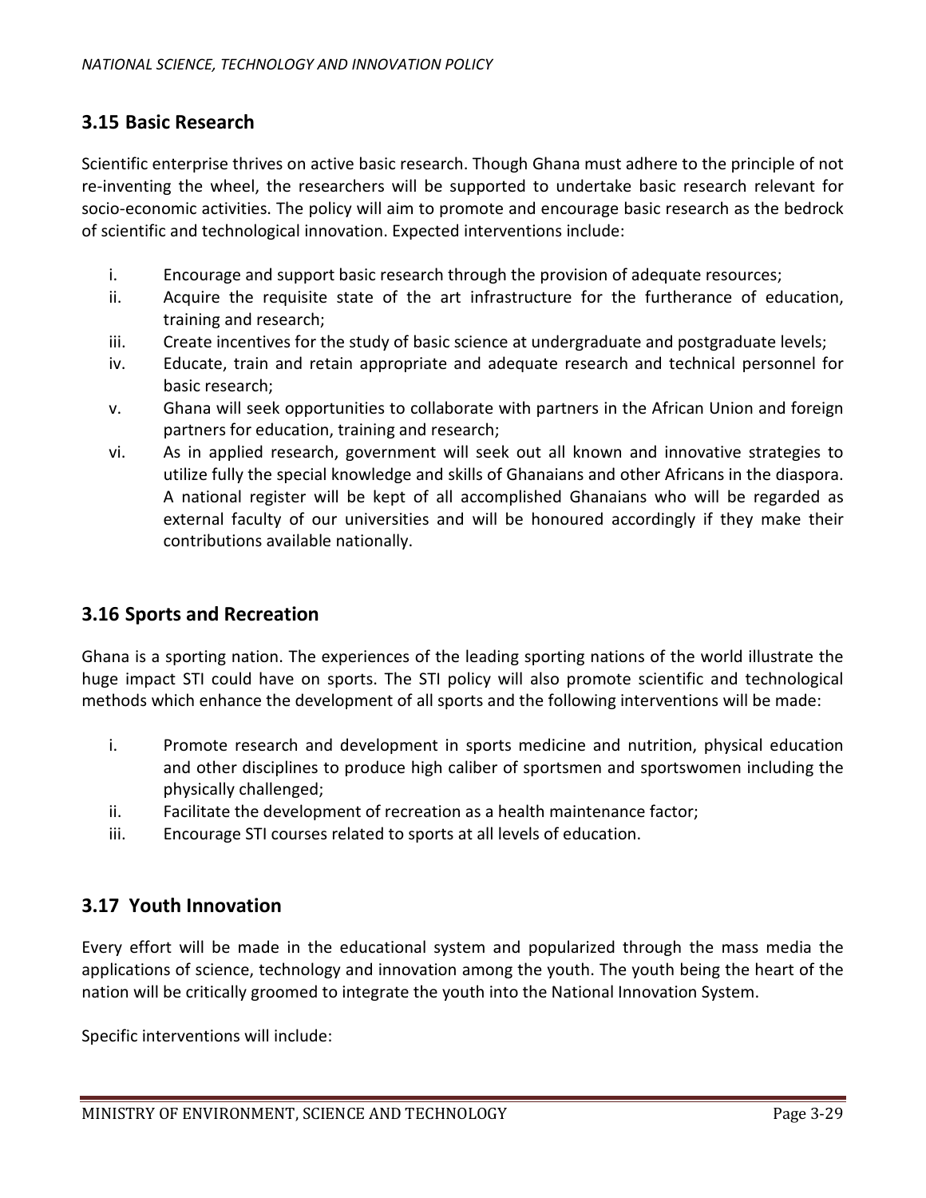## 3.15 Basic Research

Scientific enterprise thrives on active basic research. Though Ghana must adhere to the principle of not re-inventing the wheel, the researchers will be supported to undertake basic research relevant for socio-economic activities. The policy will aim to promote and encourage basic research as the bedrock of scientific and technological innovation. Expected interventions include:

i. Encourage and support basic research through the provision of adequate resources;
ii. Acquire the requisite state of the art infrastructure for the furtherance of education, training and research;
iii. Create incentives for the study of basic science at undergraduate and postgraduate levels;
iv. Educate, train and retain appropriate and adequate research and technical personnel for basic research;
v. Ghana will seek opportunities to collaborate with partners in the African Union and foreign partners for education, training and research;
vi. As in applied research, government will seek out all known and innovative strategies to utilize fully the special knowledge and skills of Ghanaians and other Africans in the diaspora. A national register will be kept of all accomplished Ghanaians who will be regarded as external faculty of our universities and will be honoured accordingly if they make their contributions available nationally.

## 3.16 Sports and Recreation

Ghana is a sporting nation. The experiences of the leading sporting nations of the world illustrate the huge impact STI could have on sports. The STI policy will also promote scientific and technological methods which enhance the development of all sports and the following interventions will be made:

i. Promote research and development in sports medicine and nutrition, physical education and other disciplines to produce high caliber of sportsmen and sportswomen including the physically challenged;
ii. Facilitate the development of recreation as a health maintenance factor;
iii. Encourage STI courses related to sports at all levels of education.

## 3.17 Youth Innovation

Every effort will be made in the educational system and popularized through the mass media the applications of science, technology and innovation among the youth. The youth being the heart of the nation will be critically groomed to integrate the youth into the National Innovation System.

Specific interventions will include: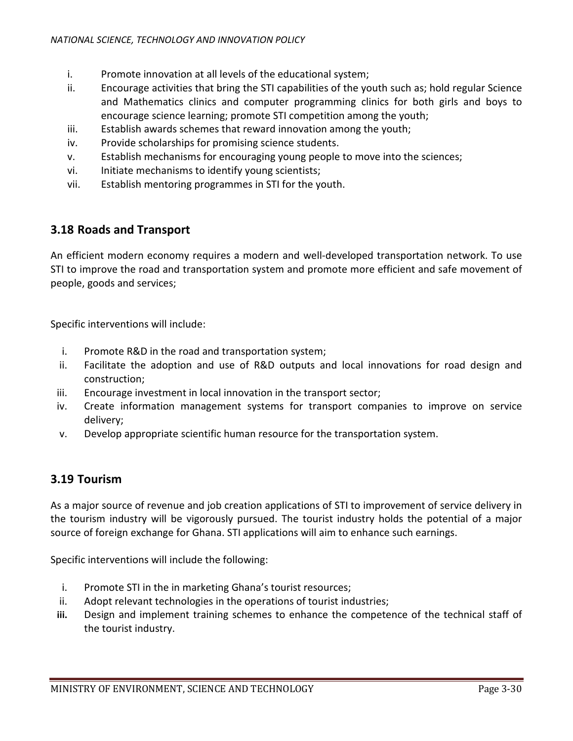i. Promote innovation at all levels of the educational system;
ii. Encourage activities that bring the STI capabilities of the youth such as; hold regular Science and Mathematics clinics and computer programming clinics for both girls and boys to encourage science learning; promote STI competition among the youth;
iii. Establish awards schemes that reward innovation among the youth;
iv. Provide scholarships for promising science students.
v. Establish mechanisms for encouraging young people to move into the sciences;
vi. Initiate mechanisms to identify young scientists;
vii. Establish mentoring programmes in STI for the youth.

## 3.18 Roads and Transport

An efficient modern economy requires a modern and well-developed transportation network. To use STI to improve the road and transportation system and promote more efficient and safe movement of people, goods and services;

Specific interventions will include:

i. Promote R&D in the road and transportation system;
ii. Facilitate the adoption and use of R&D outputs and local innovations for road design and construction;
iii. Encourage investment in local innovation in the transport sector;
iv. Create information management systems for transport companies to improve on service delivery;
v. Develop appropriate scientific human resource for the transportation system.

## 3.19 Tourism

As a major source of revenue and job creation applications of STI to improvement of service delivery in the tourism industry will be vigorously pursued. The tourist industry holds the potential of a major source of foreign exchange for Ghana. STI applications will aim to enhance such earnings.

Specific interventions will include the following:

i. Promote STI in the in marketing Ghana's tourist resources;
ii. Adopt relevant technologies in the operations of tourist industries;
**iii.** Design and implement training schemes to enhance the competence of the technical staff of the tourist industry.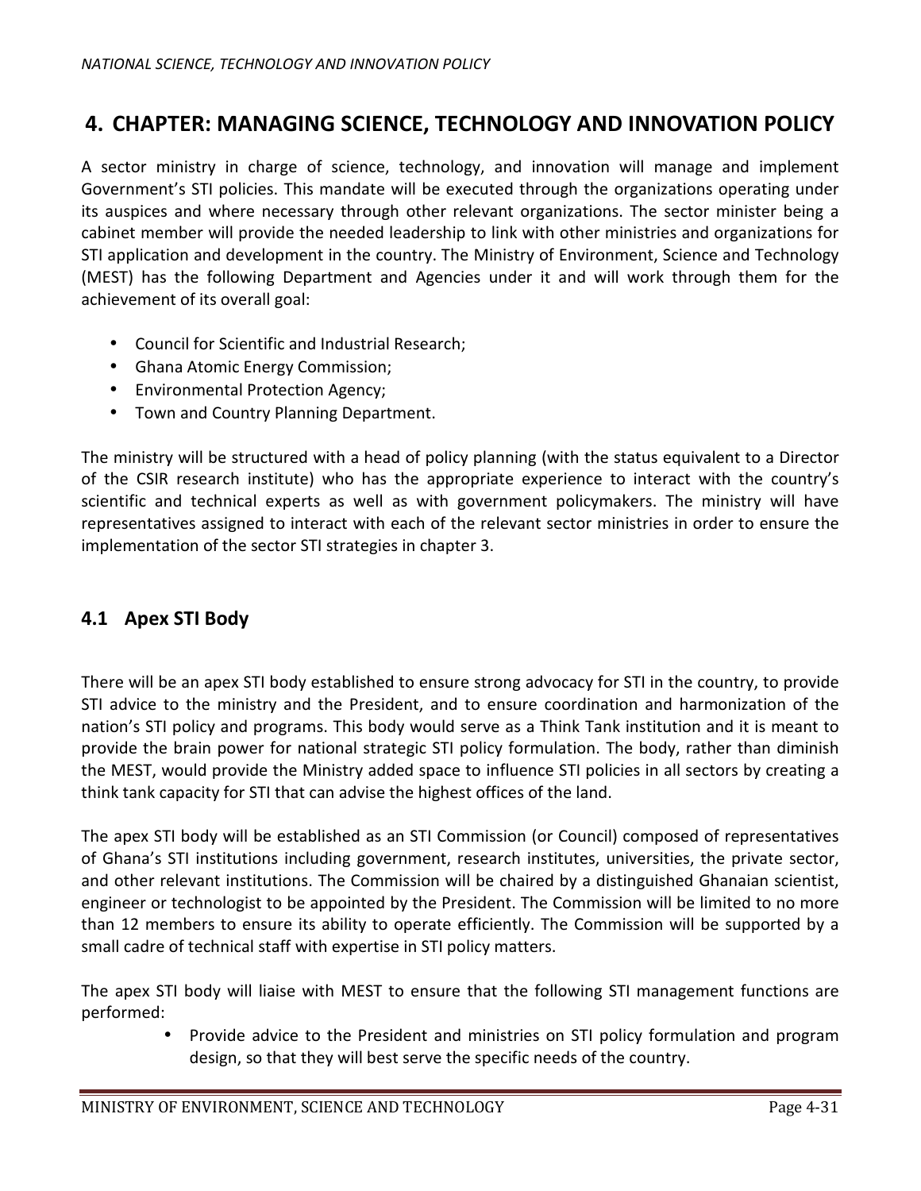# 4. CHAPTER: MANAGING SCIENCE, TECHNOLOGY AND INNOVATION POLICY

A sector ministry in charge of science, technology, and innovation will manage and implement Government's STI policies. This mandate will be executed through the organizations operating under its auspices and where necessary through other relevant organizations. The sector minister being a cabinet member will provide the needed leadership to link with other ministries and organizations for STI application and development in the country. The Ministry of Environment, Science and Technology (MEST) has the following Department and Agencies under it and will work through them for the achievement of its overall goal:

- Council for Scientific and Industrial Research;
- Ghana Atomic Energy Commission;
- Environmental Protection Agency;
- Town and Country Planning Department.

The ministry will be structured with a head of policy planning (with the status equivalent to a Director of the CSIR research institute) who has the appropriate experience to interact with the country's scientific and technical experts as well as with government policymakers. The ministry will have representatives assigned to interact with each of the relevant sector ministries in order to ensure the implementation of the sector STI strategies in chapter 3.

## 4.1 Apex STI Body

There will be an apex STI body established to ensure strong advocacy for STI in the country, to provide STI advice to the ministry and the President, and to ensure coordination and harmonization of the nation's STI policy and programs. This body would serve as a Think Tank institution and it is meant to provide the brain power for national strategic STI policy formulation. The body, rather than diminish the MEST, would provide the Ministry added space to influence STI policies in all sectors by creating a think tank capacity for STI that can advise the highest offices of the land.

The apex STI body will be established as an STI Commission (or Council) composed of representatives of Ghana's STI institutions including government, research institutes, universities, the private sector, and other relevant institutions. The Commission will be chaired by a distinguished Ghanaian scientist, engineer or technologist to be appointed by the President. The Commission will be limited to no more than 12 members to ensure its ability to operate efficiently. The Commission will be supported by a small cadre of technical staff with expertise in STI policy matters.

The apex STI body will liaise with MEST to ensure that the following STI management functions are performed:

- Provide advice to the President and ministries on STI policy formulation and program design, so that they will best serve the specific needs of the country.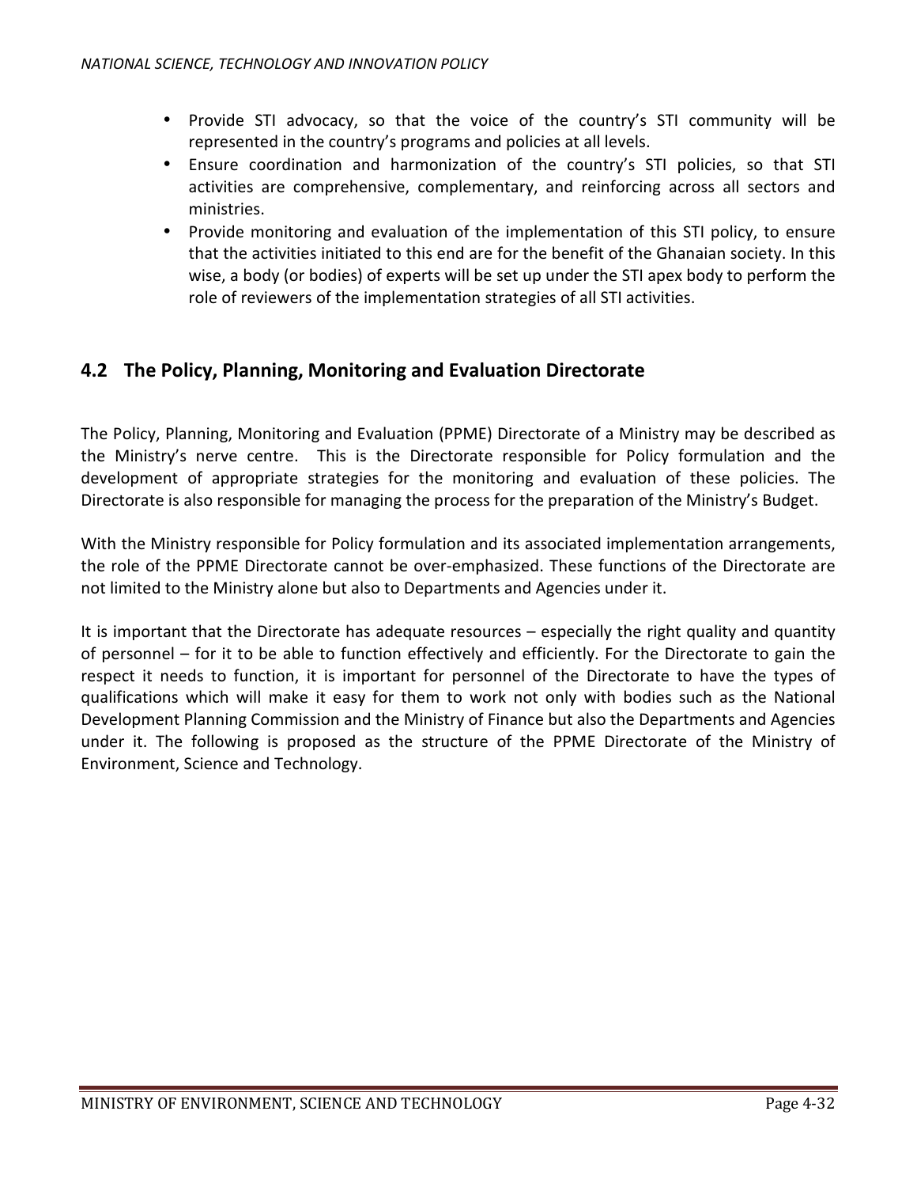- Provide STI advocacy, so that the voice of the country's STI community will be represented in the country's programs and policies at all levels.
- Ensure coordination and harmonization of the country's STI policies, so that STI activities are comprehensive, complementary, and reinforcing across all sectors and ministries.
- Provide monitoring and evaluation of the implementation of this STI policy, to ensure that the activities initiated to this end are for the benefit of the Ghanaian society. In this wise, a body (or bodies) of experts will be set up under the STI apex body to perform the role of reviewers of the implementation strategies of all STI activities.

## 4.2 The Policy, Planning, Monitoring and Evaluation Directorate

The Policy, Planning, Monitoring and Evaluation (PPME) Directorate of a Ministry may be described as the Ministry's nerve centre. This is the Directorate responsible for Policy formulation and the development of appropriate strategies for the monitoring and evaluation of these policies. The Directorate is also responsible for managing the process for the preparation of the Ministry's Budget.

With the Ministry responsible for Policy formulation and its associated implementation arrangements, the role of the PPME Directorate cannot be over-emphasized. These functions of the Directorate are not limited to the Ministry alone but also to Departments and Agencies under it.

It is important that the Directorate has adequate resources – especially the right quality and quantity of personnel – for it to be able to function effectively and efficiently. For the Directorate to gain the respect it needs to function, it is important for personnel of the Directorate to have the types of qualifications which will make it easy for them to work not only with bodies such as the National Development Planning Commission and the Ministry of Finance but also the Departments and Agencies under it. The following is proposed as the structure of the PPME Directorate of the Ministry of Environment, Science and Technology.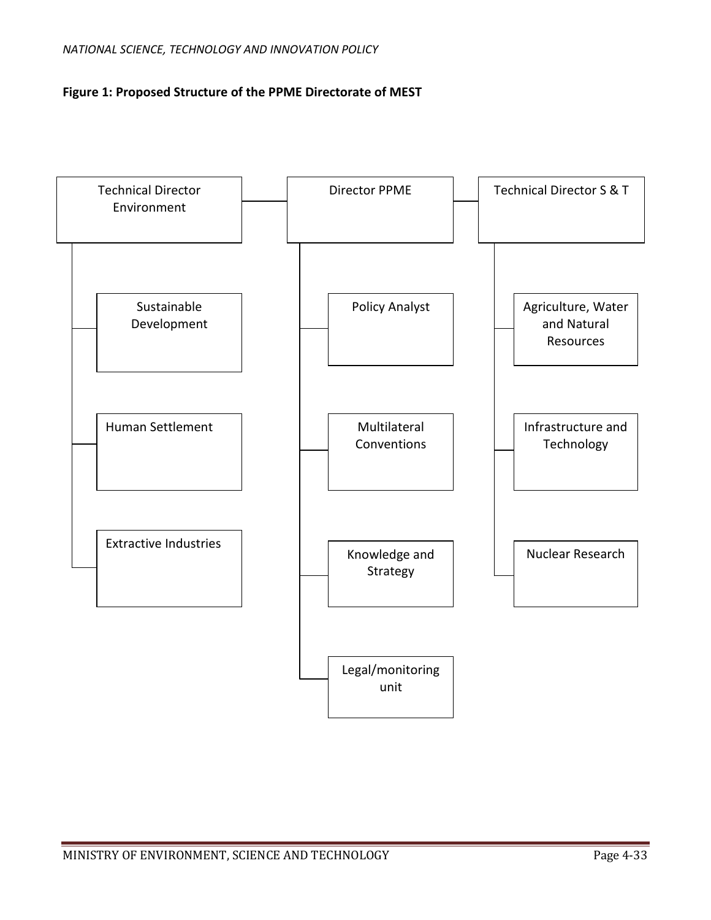**Figure 1: Proposed Structure of the PPME Directorate of MEST**

- Technical Director Environment
  - Sustainable Development
  - Human Settlement
  - Extractive Industries
- Director PPME
  - Policy Analyst
  - Multilateral Conventions
  - Knowledge and Strategy
  - Legal/monitoring unit
- Technical Director S & T
  - Agriculture, Water and Natural Resources
  - Infrastructure and Technology
  - Nuclear Research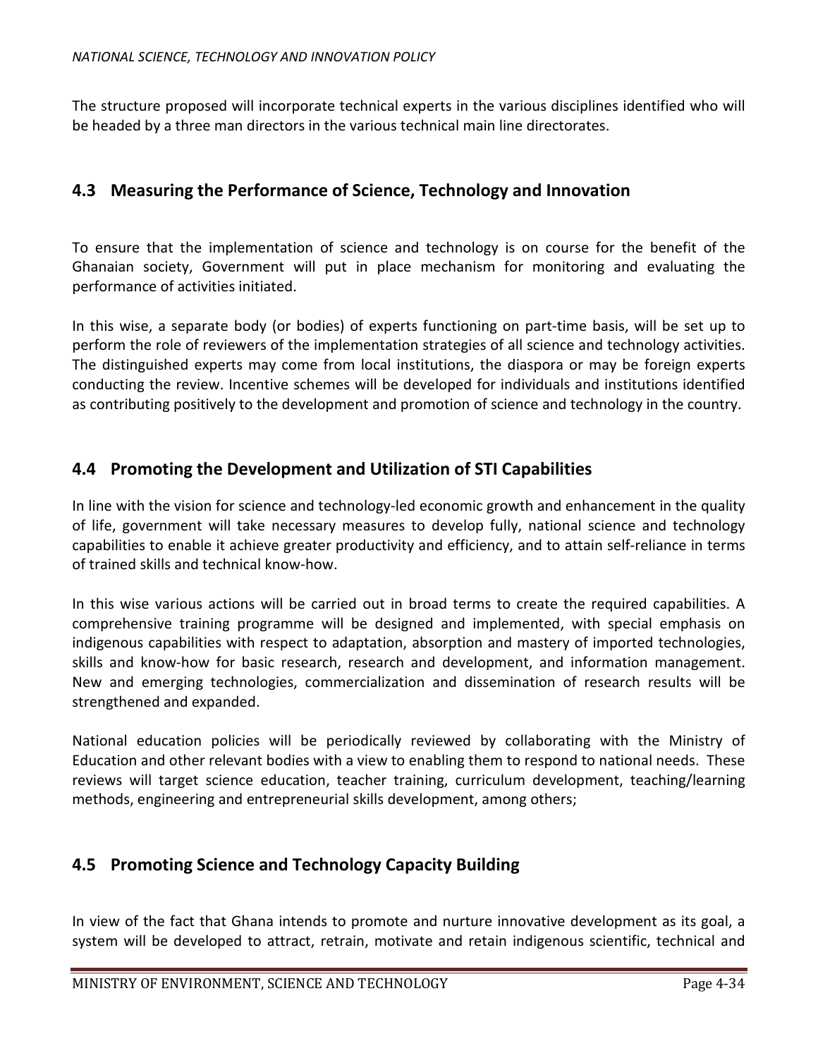The structure proposed will incorporate technical experts in the various disciplines identified who will be headed by a three man directors in the various technical main line directorates.

## 4.3 Measuring the Performance of Science, Technology and Innovation

To ensure that the implementation of science and technology is on course for the benefit of the Ghanaian society, Government will put in place mechanism for monitoring and evaluating the performance of activities initiated.

In this wise, a separate body (or bodies) of experts functioning on part-time basis, will be set up to perform the role of reviewers of the implementation strategies of all science and technology activities. The distinguished experts may come from local institutions, the diaspora or may be foreign experts conducting the review. Incentive schemes will be developed for individuals and institutions identified as contributing positively to the development and promotion of science and technology in the country.

## 4.4 Promoting the Development and Utilization of STI Capabilities

In line with the vision for science and technology-led economic growth and enhancement in the quality of life, government will take necessary measures to develop fully, national science and technology capabilities to enable it achieve greater productivity and efficiency, and to attain self-reliance in terms of trained skills and technical know-how.

In this wise various actions will be carried out in broad terms to create the required capabilities. A comprehensive training programme will be designed and implemented, with special emphasis on indigenous capabilities with respect to adaptation, absorption and mastery of imported technologies, skills and know-how for basic research, research and development, and information management. New and emerging technologies, commercialization and dissemination of research results will be strengthened and expanded.

National education policies will be periodically reviewed by collaborating with the Ministry of Education and other relevant bodies with a view to enabling them to respond to national needs. These reviews will target science education, teacher training, curriculum development, teaching/learning methods, engineering and entrepreneurial skills development, among others;

## 4.5 Promoting Science and Technology Capacity Building

In view of the fact that Ghana intends to promote and nurture innovative development as its goal, a system will be developed to attract, retrain, motivate and retain indigenous scientific, technical and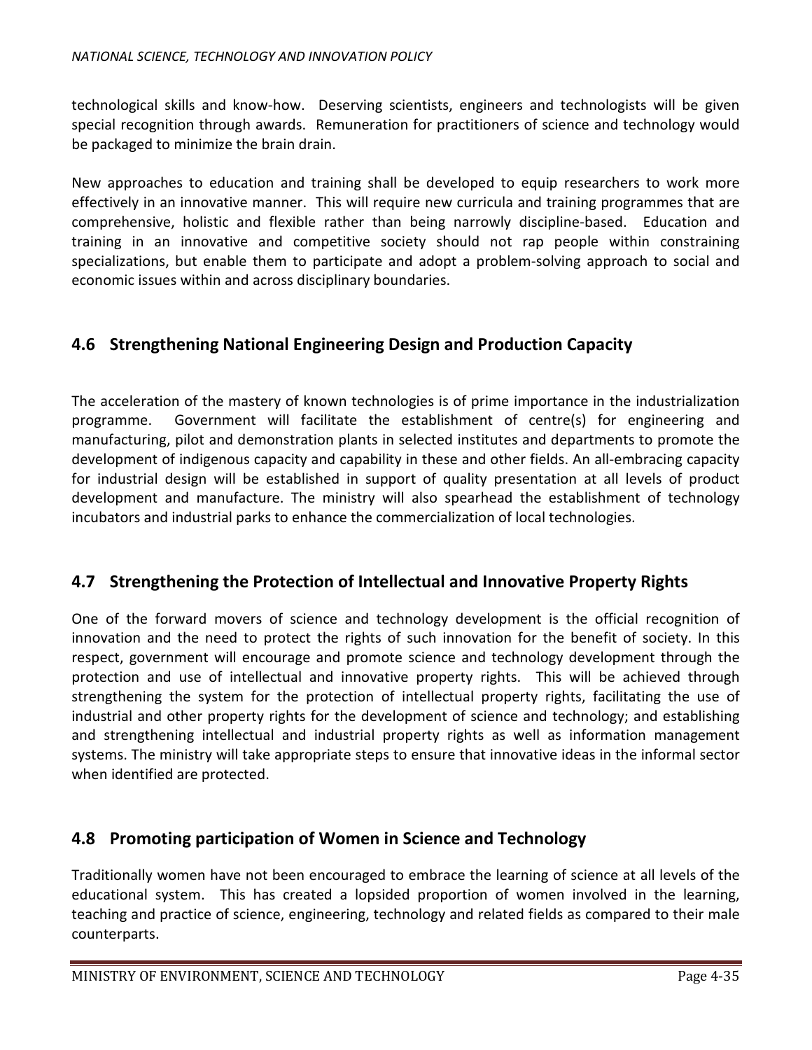technological skills and know-how. Deserving scientists, engineers and technologists will be given special recognition through awards. Remuneration for practitioners of science and technology would be packaged to minimize the brain drain.

New approaches to education and training shall be developed to equip researchers to work more effectively in an innovative manner. This will require new curricula and training programmes that are comprehensive, holistic and flexible rather than being narrowly discipline-based. Education and training in an innovative and competitive society should not rap people within constraining specializations, but enable them to participate and adopt a problem-solving approach to social and economic issues within and across disciplinary boundaries.

## 4.6 Strengthening National Engineering Design and Production Capacity

The acceleration of the mastery of known technologies is of prime importance in the industrialization programme. Government will facilitate the establishment of centre(s) for engineering and manufacturing, pilot and demonstration plants in selected institutes and departments to promote the development of indigenous capacity and capability in these and other fields. An all-embracing capacity for industrial design will be established in support of quality presentation at all levels of product development and manufacture. The ministry will also spearhead the establishment of technology incubators and industrial parks to enhance the commercialization of local technologies.

## 4.7 Strengthening the Protection of Intellectual and Innovative Property Rights

One of the forward movers of science and technology development is the official recognition of innovation and the need to protect the rights of such innovation for the benefit of society. In this respect, government will encourage and promote science and technology development through the protection and use of intellectual and innovative property rights. This will be achieved through strengthening the system for the protection of intellectual property rights, facilitating the use of industrial and other property rights for the development of science and technology; and establishing and strengthening intellectual and industrial property rights as well as information management systems. The ministry will take appropriate steps to ensure that innovative ideas in the informal sector when identified are protected.

## 4.8 Promoting participation of Women in Science and Technology

Traditionally women have not been encouraged to embrace the learning of science at all levels of the educational system. This has created a lopsided proportion of women involved in the learning, teaching and practice of science, engineering, technology and related fields as compared to their male counterparts.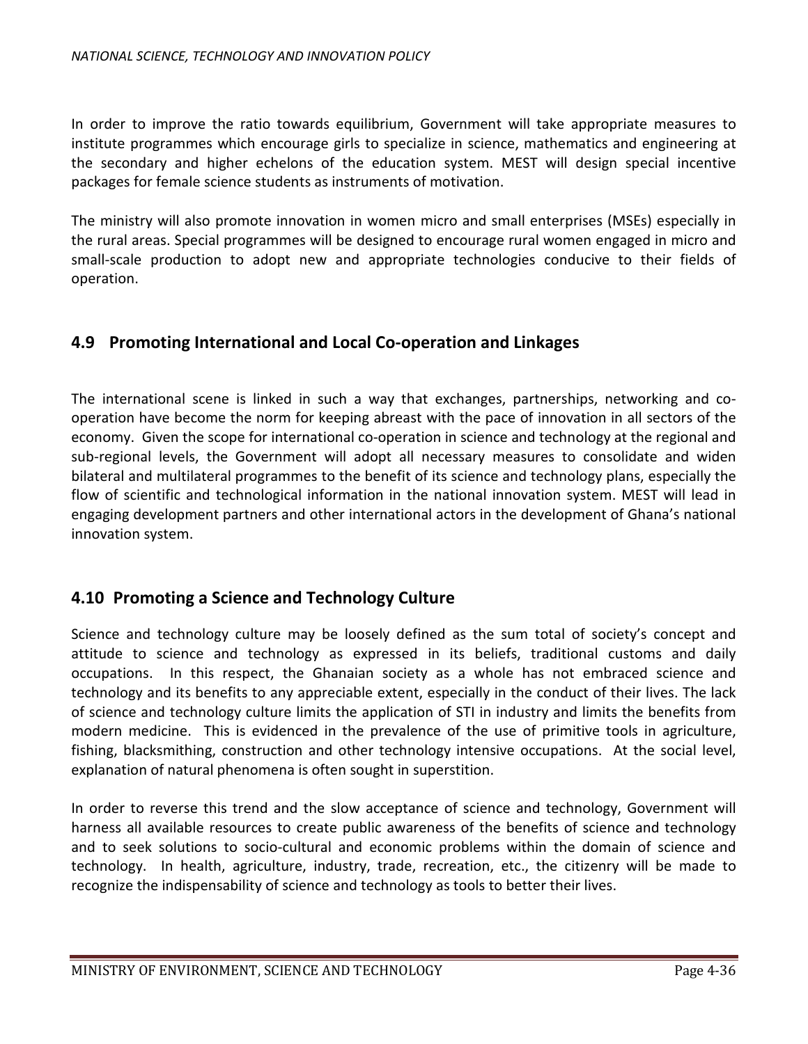In order to improve the ratio towards equilibrium, Government will take appropriate measures to institute programmes which encourage girls to specialize in science, mathematics and engineering at the secondary and higher echelons of the education system. MEST will design special incentive packages for female science students as instruments of motivation.

The ministry will also promote innovation in women micro and small enterprises (MSEs) especially in the rural areas. Special programmes will be designed to encourage rural women engaged in micro and small-scale production to adopt new and appropriate technologies conducive to their fields of operation.

## 4.9 Promoting International and Local Co-operation and Linkages

The international scene is linked in such a way that exchanges, partnerships, networking and co-operation have become the norm for keeping abreast with the pace of innovation in all sectors of the economy. Given the scope for international co-operation in science and technology at the regional and sub-regional levels, the Government will adopt all necessary measures to consolidate and widen bilateral and multilateral programmes to the benefit of its science and technology plans, especially the flow of scientific and technological information in the national innovation system. MEST will lead in engaging development partners and other international actors in the development of Ghana's national innovation system.

## 4.10 Promoting a Science and Technology Culture

Science and technology culture may be loosely defined as the sum total of society's concept and attitude to science and technology as expressed in its beliefs, traditional customs and daily occupations. In this respect, the Ghanaian society as a whole has not embraced science and technology and its benefits to any appreciable extent, especially in the conduct of their lives. The lack of science and technology culture limits the application of STI in industry and limits the benefits from modern medicine. This is evidenced in the prevalence of the use of primitive tools in agriculture, fishing, blacksmithing, construction and other technology intensive occupations. At the social level, explanation of natural phenomena is often sought in superstition.

In order to reverse this trend and the slow acceptance of science and technology, Government will harness all available resources to create public awareness of the benefits of science and technology and to seek solutions to socio-cultural and economic problems within the domain of science and technology. In health, agriculture, industry, trade, recreation, etc., the citizenry will be made to recognize the indispensability of science and technology as tools to better their lives.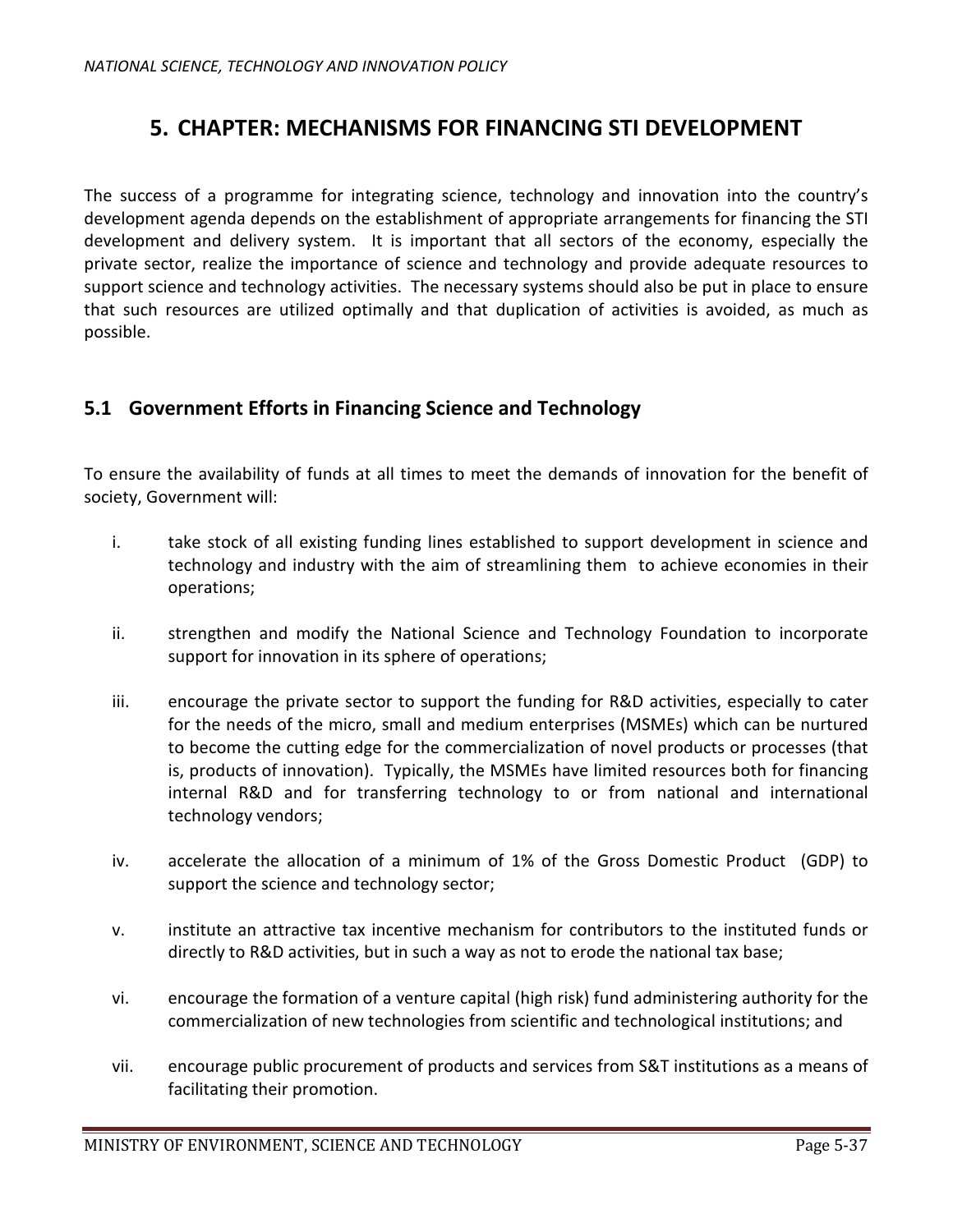# 5. CHAPTER: MECHANISMS FOR FINANCING STI DEVELOPMENT

The success of a programme for integrating science, technology and innovation into the country's development agenda depends on the establishment of appropriate arrangements for financing the STI development and delivery system. It is important that all sectors of the economy, especially the private sector, realize the importance of science and technology and provide adequate resources to support science and technology activities. The necessary systems should also be put in place to ensure that such resources are utilized optimally and that duplication of activities is avoided, as much as possible.

## 5.1 Government Efforts in Financing Science and Technology

To ensure the availability of funds at all times to meet the demands of innovation for the benefit of society, Government will:

i. take stock of all existing funding lines established to support development in science and technology and industry with the aim of streamlining them to achieve economies in their operations;

ii. strengthen and modify the National Science and Technology Foundation to incorporate support for innovation in its sphere of operations;

iii. encourage the private sector to support the funding for R&D activities, especially to cater for the needs of the micro, small and medium enterprises (MSMEs) which can be nurtured to become the cutting edge for the commercialization of novel products or processes (that is, products of innovation). Typically, the MSMEs have limited resources both for financing internal R&D and for transferring technology to or from national and international technology vendors;

iv. accelerate the allocation of a minimum of 1% of the Gross Domestic Product (GDP) to support the science and technology sector;

v. institute an attractive tax incentive mechanism for contributors to the instituted funds or directly to R&D activities, but in such a way as not to erode the national tax base;

vi. encourage the formation of a venture capital (high risk) fund administering authority for the commercialization of new technologies from scientific and technological institutions; and

vii. encourage public procurement of products and services from S&T institutions as a means of facilitating their promotion.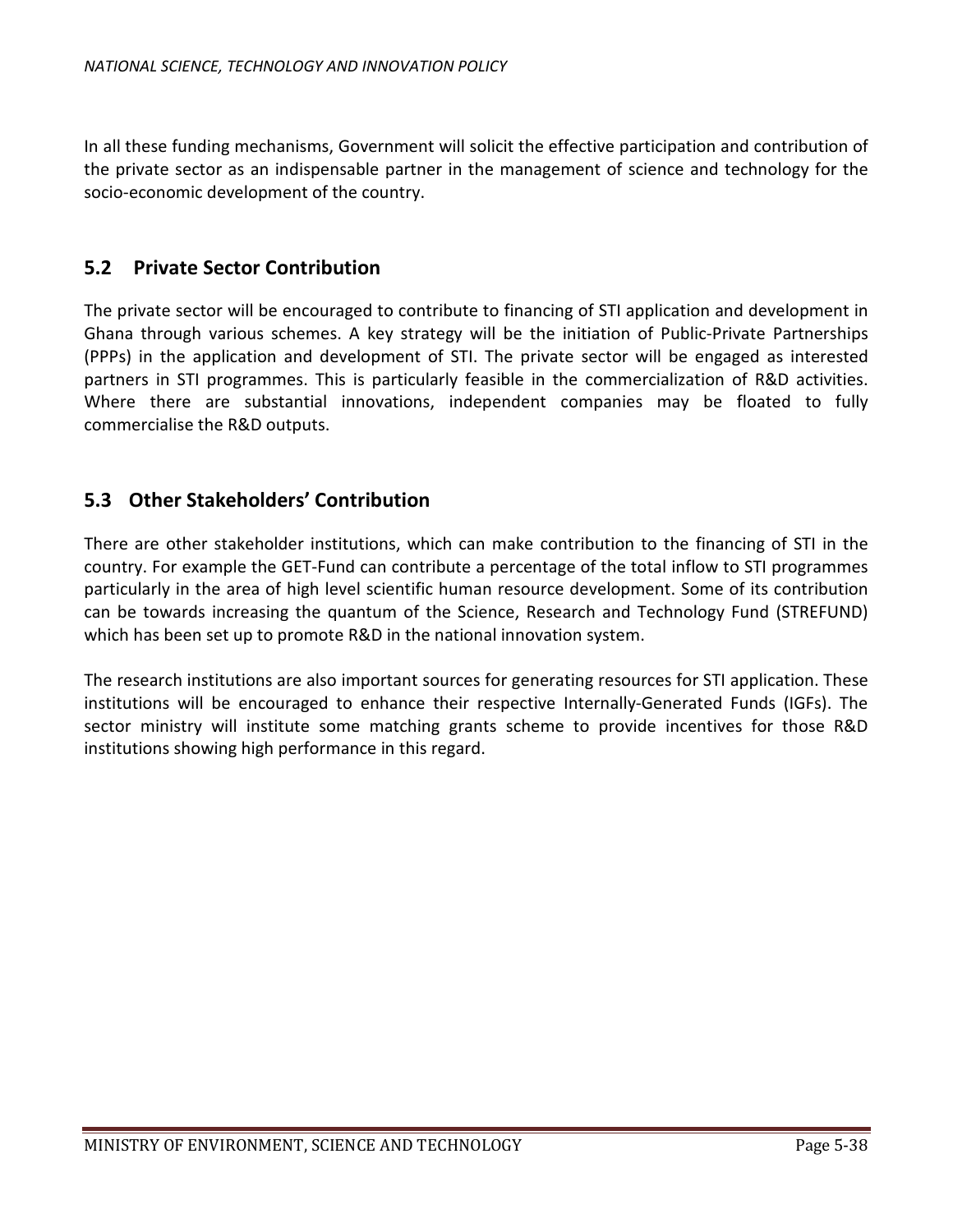In all these funding mechanisms, Government will solicit the effective participation and contribution of the private sector as an indispensable partner in the management of science and technology for the socio-economic development of the country.

## 5.2 Private Sector Contribution

The private sector will be encouraged to contribute to financing of STI application and development in Ghana through various schemes. A key strategy will be the initiation of Public-Private Partnerships (PPPs) in the application and development of STI. The private sector will be engaged as interested partners in STI programmes. This is particularly feasible in the commercialization of R&D activities. Where there are substantial innovations, independent companies may be floated to fully commercialise the R&D outputs.

## 5.3 Other Stakeholders' Contribution

There are other stakeholder institutions, which can make contribution to the financing of STI in the country. For example the GET-Fund can contribute a percentage of the total inflow to STI programmes particularly in the area of high level scientific human resource development. Some of its contribution can be towards increasing the quantum of the Science, Research and Technology Fund (STREFUND) which has been set up to promote R&D in the national innovation system.

The research institutions are also important sources for generating resources for STI application. These institutions will be encouraged to enhance their respective Internally-Generated Funds (IGFs). The sector ministry will institute some matching grants scheme to provide incentives for those R&D institutions showing high performance in this regard.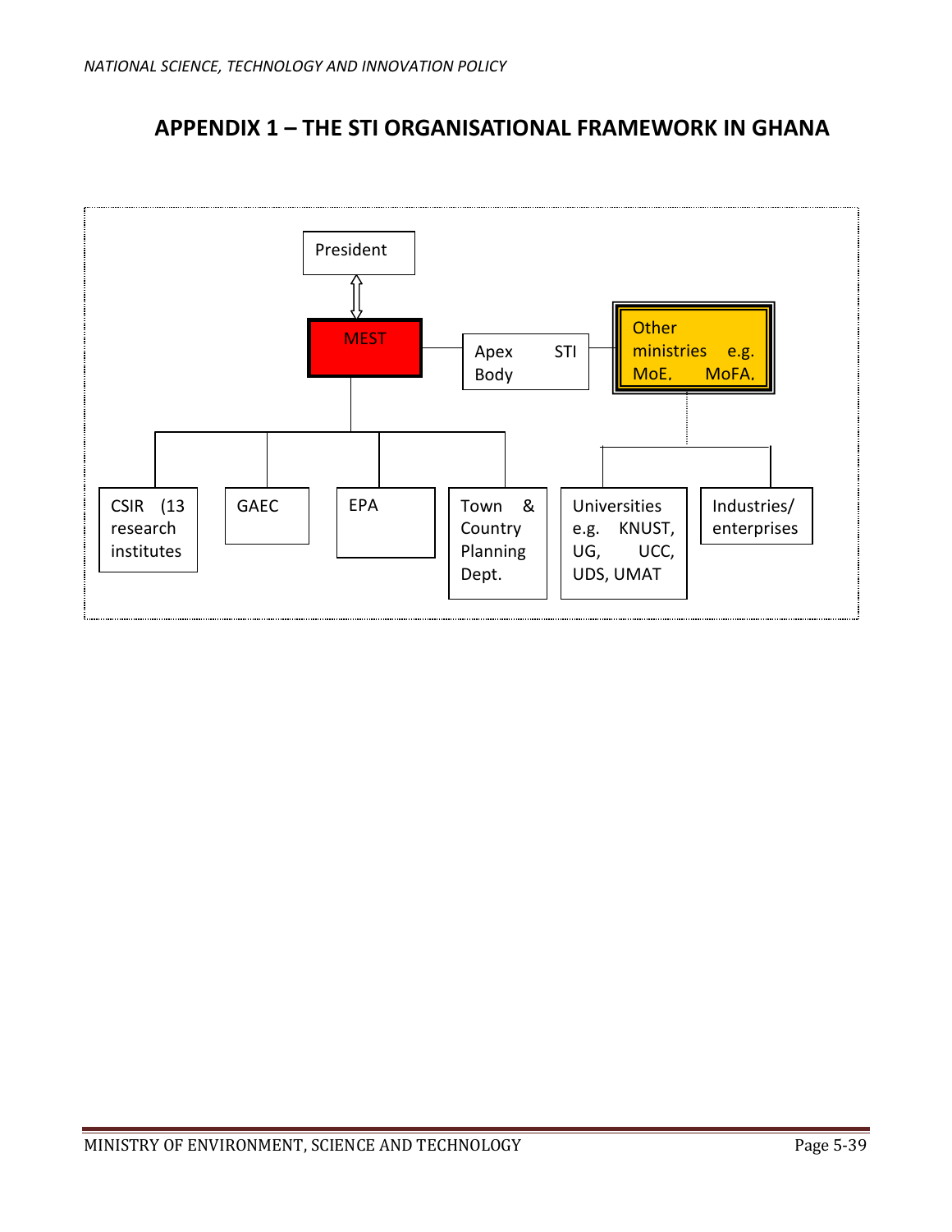# APPENDIX 1 – THE STI ORGANISATIONAL FRAMEWORK IN GHANA

President

MEST

Apex STI Body

Other ministries e.g. MoE, MoFA.

CSIR (13 research institutes

GAEC

EPA

Town & Country Planning Dept.

Universities e.g. KNUST, UG, UCC, UDS, UMAT

Industries/ enterprises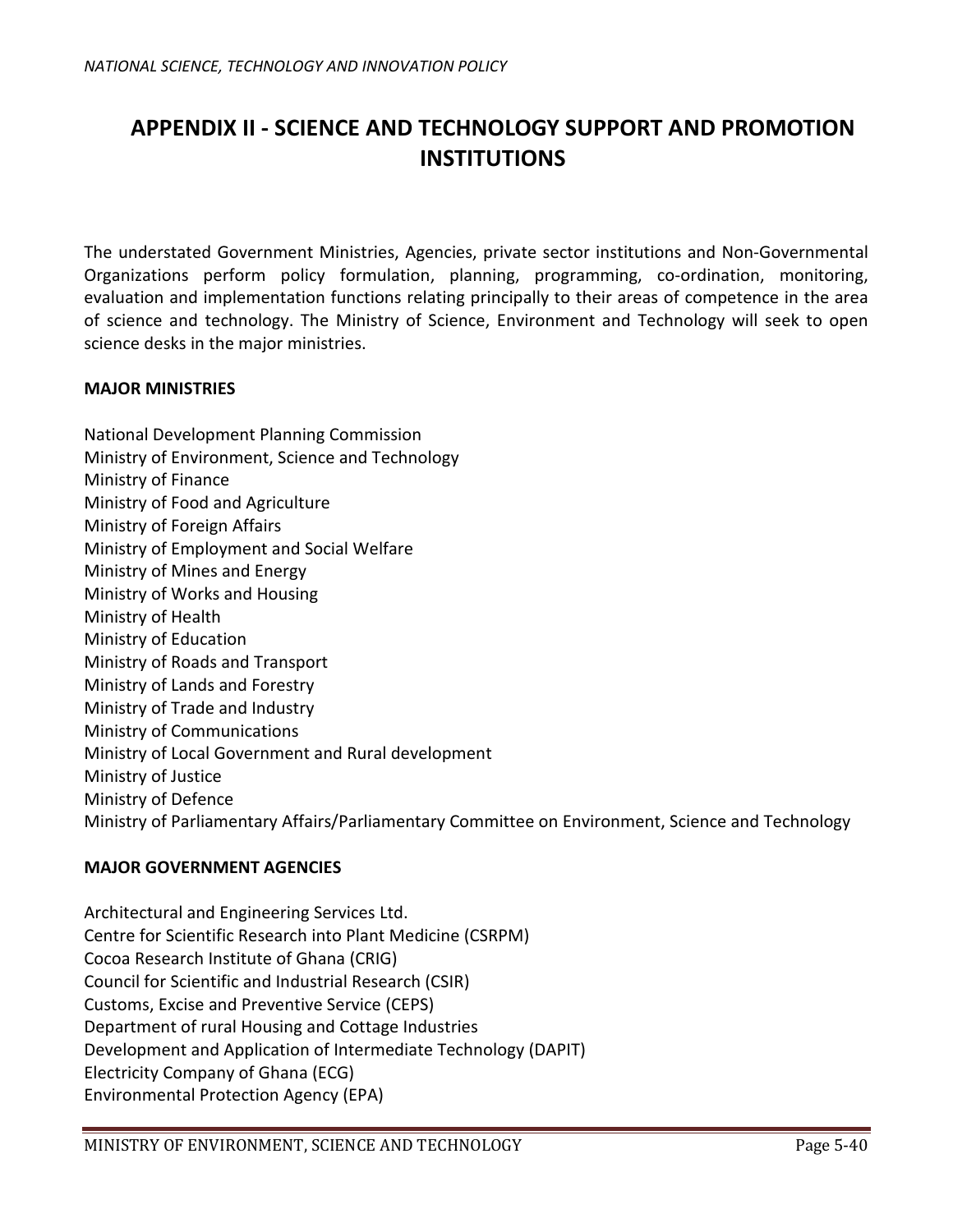# APPENDIX II - SCIENCE AND TECHNOLOGY SUPPORT AND PROMOTION INSTITUTIONS

The understated Government Ministries, Agencies, private sector institutions and Non-Governmental Organizations perform policy formulation, planning, programming, co-ordination, monitoring, evaluation and implementation functions relating principally to their areas of competence in the area of science and technology. The Ministry of Science, Environment and Technology will seek to open science desks in the major ministries.

**MAJOR MINISTRIES**

National Development Planning Commission
Ministry of Environment, Science and Technology
Ministry of Finance
Ministry of Food and Agriculture
Ministry of Foreign Affairs
Ministry of Employment and Social Welfare
Ministry of Mines and Energy
Ministry of Works and Housing
Ministry of Health
Ministry of Education
Ministry of Roads and Transport
Ministry of Lands and Forestry
Ministry of Trade and Industry
Ministry of Communications
Ministry of Local Government and Rural development
Ministry of Justice
Ministry of Defence
Ministry of Parliamentary Affairs/Parliamentary Committee on Environment, Science and Technology

**MAJOR GOVERNMENT AGENCIES**

Architectural and Engineering Services Ltd.
Centre for Scientific Research into Plant Medicine (CSRPM)
Cocoa Research Institute of Ghana (CRIG)
Council for Scientific and Industrial Research (CSIR)
Customs, Excise and Preventive Service (CEPS)
Department of rural Housing and Cottage Industries
Development and Application of Intermediate Technology (DAPIT)
Electricity Company of Ghana (ECG)
Environmental Protection Agency (EPA)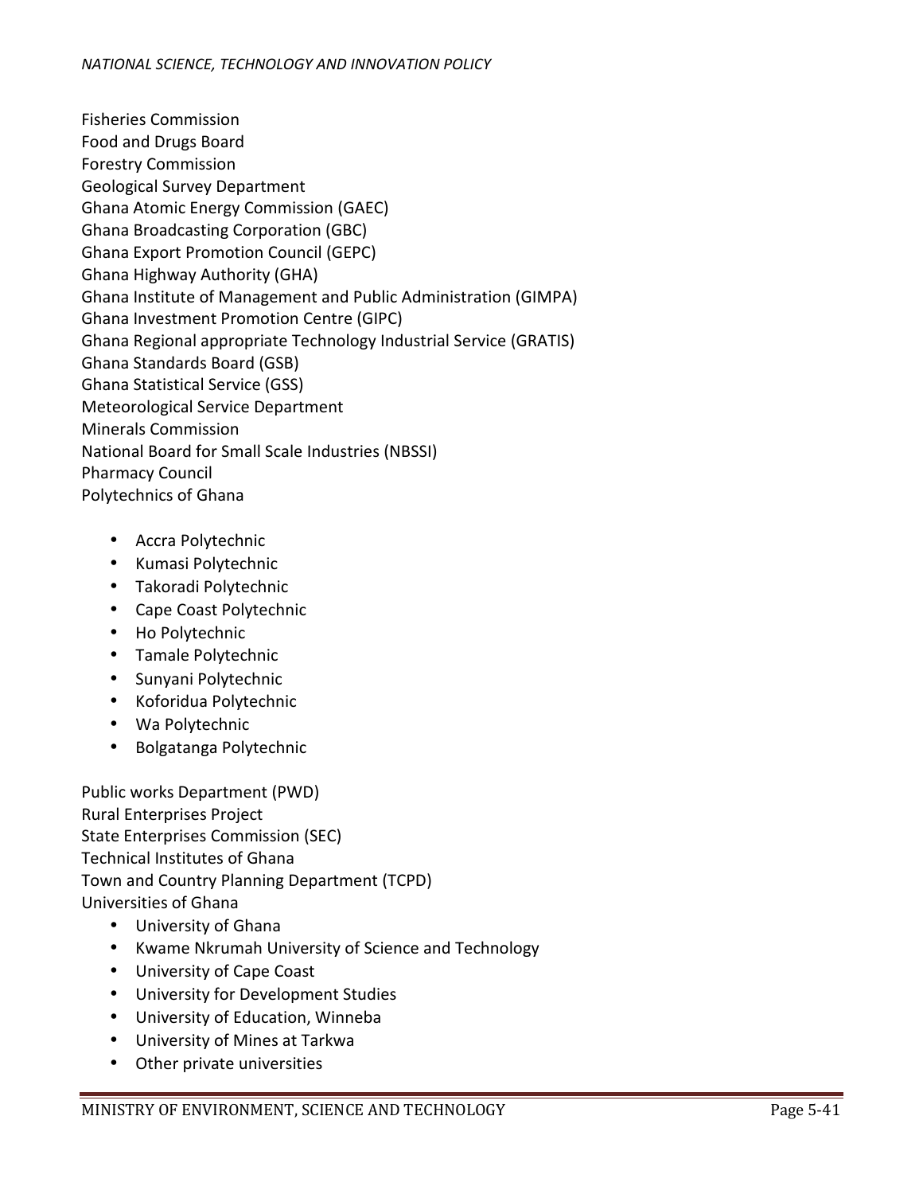Fisheries Commission
Food and Drugs Board
Forestry Commission
Geological Survey Department
Ghana Atomic Energy Commission (GAEC)
Ghana Broadcasting Corporation (GBC)
Ghana Export Promotion Council (GEPC)
Ghana Highway Authority (GHA)
Ghana Institute of Management and Public Administration (GIMPA)
Ghana Investment Promotion Centre (GIPC)
Ghana Regional appropriate Technology Industrial Service (GRATIS)
Ghana Standards Board (GSB)
Ghana Statistical Service (GSS)
Meteorological Service Department
Minerals Commission
National Board for Small Scale Industries (NBSSI)
Pharmacy Council
Polytechnics of Ghana

- Accra Polytechnic
- Kumasi Polytechnic
- Takoradi Polytechnic
- Cape Coast Polytechnic
- Ho Polytechnic
- Tamale Polytechnic
- Sunyani Polytechnic
- Koforidua Polytechnic
- Wa Polytechnic
- Bolgatanga Polytechnic

Public works Department (PWD)
Rural Enterprises Project
State Enterprises Commission (SEC)
Technical Institutes of Ghana
Town and Country Planning Department (TCPD)
Universities of Ghana

- University of Ghana
- Kwame Nkrumah University of Science and Technology
- University of Cape Coast
- University for Development Studies
- University of Education, Winneba
- University of Mines at Tarkwa
- Other private universities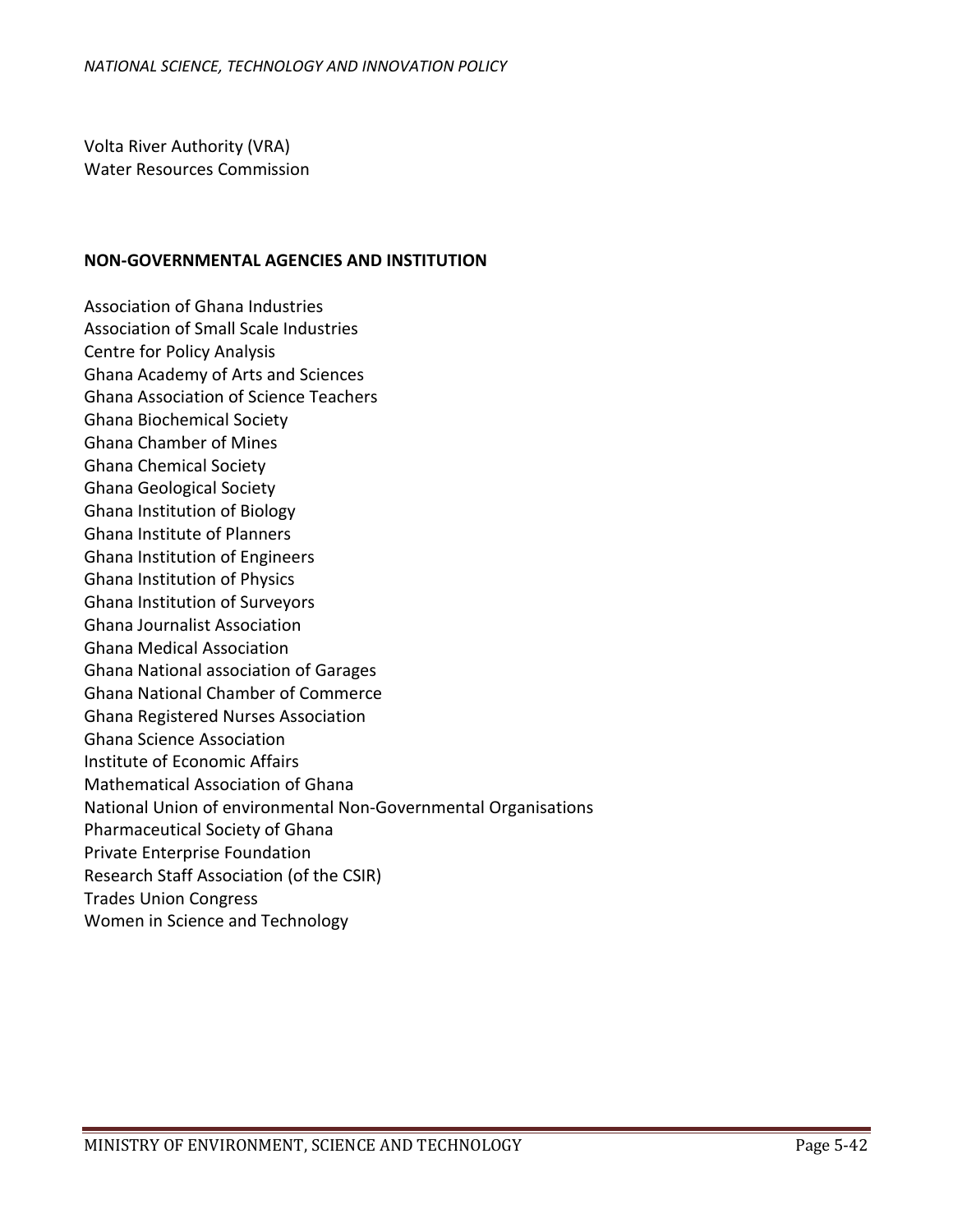Volta River Authority (VRA)
Water Resources Commission

**NON-GOVERNMENTAL AGENCIES AND INSTITUTION**

Association of Ghana Industries
Association of Small Scale Industries
Centre for Policy Analysis
Ghana Academy of Arts and Sciences
Ghana Association of Science Teachers
Ghana Biochemical Society
Ghana Chamber of Mines
Ghana Chemical Society
Ghana Geological Society
Ghana Institution of Biology
Ghana Institute of Planners
Ghana Institution of Engineers
Ghana Institution of Physics
Ghana Institution of Surveyors
Ghana Journalist Association
Ghana Medical Association
Ghana National association of Garages
Ghana National Chamber of Commerce
Ghana Registered Nurses Association
Ghana Science Association
Institute of Economic Affairs
Mathematical Association of Ghana
National Union of environmental Non-Governmental Organisations
Pharmaceutical Society of Ghana
Private Enterprise Foundation
Research Staff Association (of the CSIR)
Trades Union Congress
Women in Science and Technology